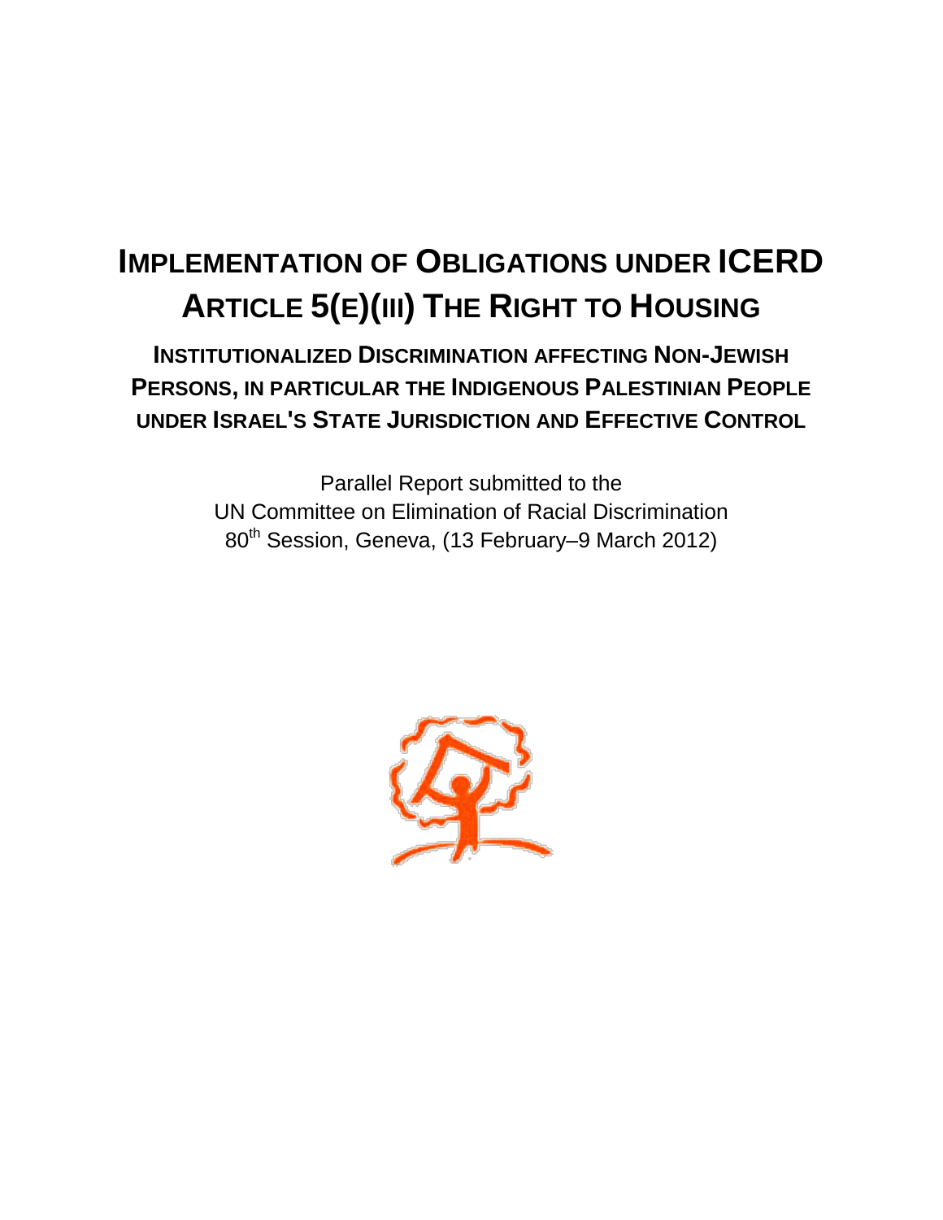# Implementation of Obligations under ICERD Article 5(e)(iii) The Right to Housing

## Institutionalized Discrimination affecting Non-Jewish Persons, in particular the Indigenous Palestinian People under Israel's State Jurisdiction and Effective Control

Parallel Report submitted to the
UN Committee on Elimination of Racial Discrimination
80th Session, Geneva, (13 February–9 March 2012)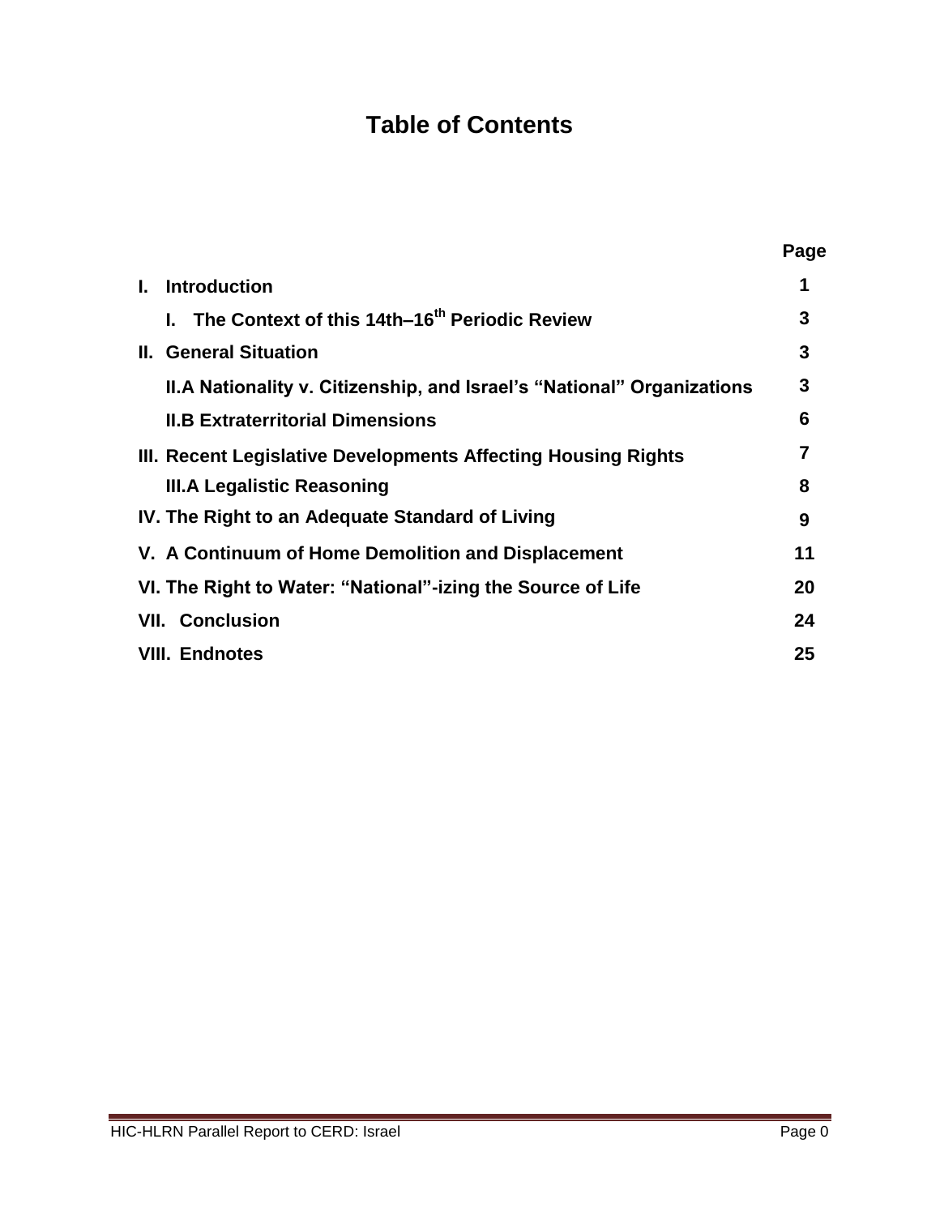# Table of Contents

| | Page |
|---|---|
| **I. Introduction** | **1** |
| **I. The Context of this 14th–16th Periodic Review** | **3** |
| **II. General Situation** | **3** |
| **II.A Nationality v. Citizenship, and Israel's "National" Organizations** | **3** |
| **II.B Extraterritorial Dimensions** | **6** |
| **III. Recent Legislative Developments Affecting Housing Rights** | **7** |
| **III.A Legalistic Reasoning** | **8** |
| **IV. The Right to an Adequate Standard of Living** | **9** |
| **V. A Continuum of Home Demolition and Displacement** | **11** |
| **VI. The Right to Water: "National"-izing the Source of Life** | **20** |
| **VII. Conclusion** | **24** |
| **VIII. Endnotes** | **25** |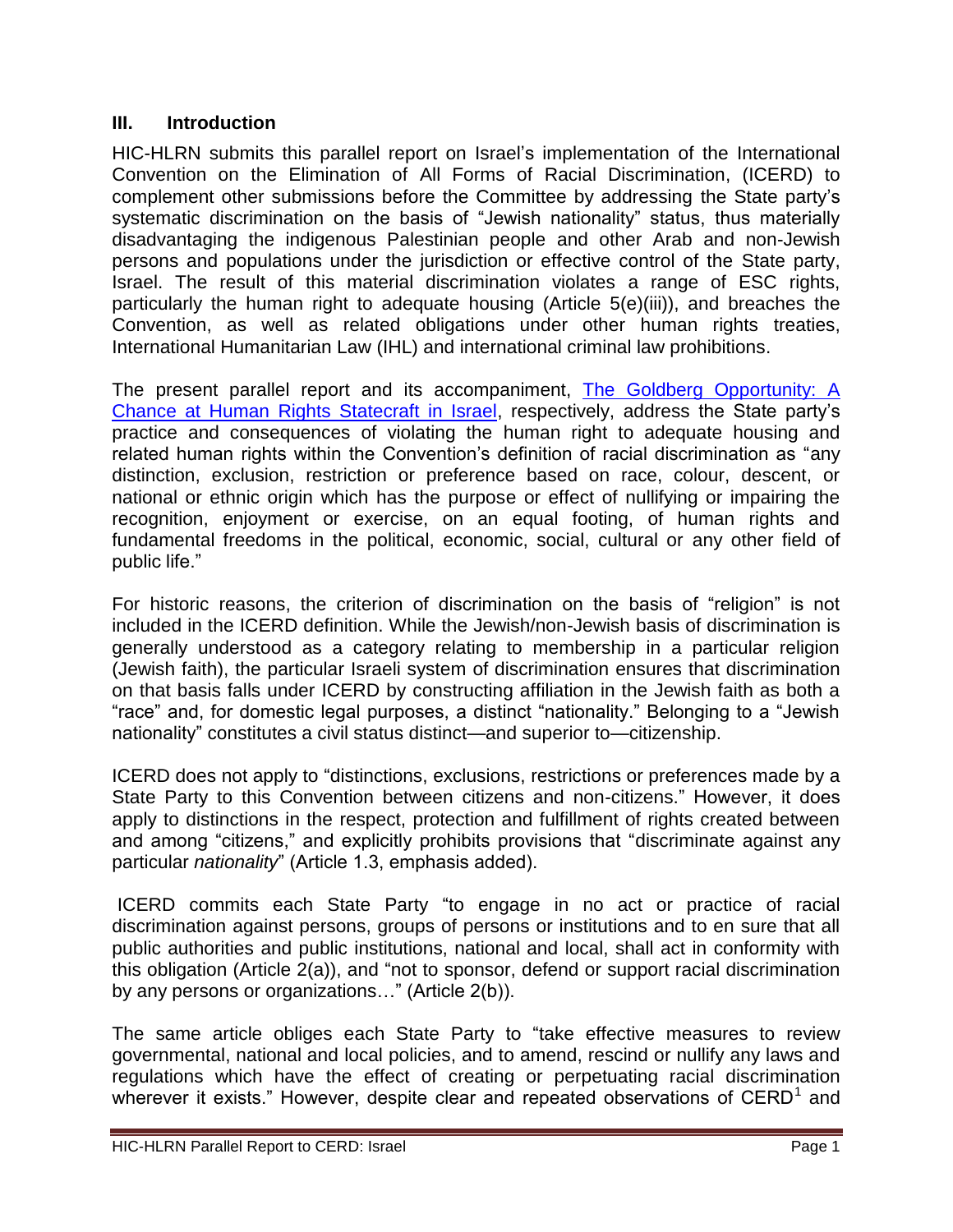## III. Introduction

HIC-HLRN submits this parallel report on Israel's implementation of the International Convention on the Elimination of All Forms of Racial Discrimination, (ICERD) to complement other submissions before the Committee by addressing the State party's systematic discrimination on the basis of "Jewish nationality" status, thus materially disadvantaging the indigenous Palestinian people and other Arab and non-Jewish persons and populations under the jurisdiction or effective control of the State party, Israel. The result of this material discrimination violates a range of ESC rights, particularly the human right to adequate housing (Article 5(e)(iii)), and breaches the Convention, as well as related obligations under other human rights treaties, International Humanitarian Law (IHL) and international criminal law prohibitions.

The present parallel report and its accompaniment, [The Goldberg Opportunity: A Chance at Human Rights Statecraft in Israel](), respectively, address the State party's practice and consequences of violating the human right to adequate housing and related human rights within the Convention's definition of racial discrimination as "any distinction, exclusion, restriction or preference based on race, colour, descent, or national or ethnic origin which has the purpose or effect of nullifying or impairing the recognition, enjoyment or exercise, on an equal footing, of human rights and fundamental freedoms in the political, economic, social, cultural or any other field of public life."

For historic reasons, the criterion of discrimination on the basis of "religion" is not included in the ICERD definition. While the Jewish/non-Jewish basis of discrimination is generally understood as a category relating to membership in a particular religion (Jewish faith), the particular Israeli system of discrimination ensures that discrimination on that basis falls under ICERD by constructing affiliation in the Jewish faith as both a "race" and, for domestic legal purposes, a distinct "nationality." Belonging to a "Jewish nationality" constitutes a civil status distinct—and superior to—citizenship.

ICERD does not apply to "distinctions, exclusions, restrictions or preferences made by a State Party to this Convention between citizens and non-citizens." However, it does apply to distinctions in the respect, protection and fulfillment of rights created between and among "citizens," and explicitly prohibits provisions that "discriminate against any particular *nationality*" (Article 1.3, emphasis added).

ICERD commits each State Party "to engage in no act or practice of racial discrimination against persons, groups of persons or institutions and to en sure that all public authorities and public institutions, national and local, shall act in conformity with this obligation (Article 2(a)), and "not to sponsor, defend or support racial discrimination by any persons or organizations…" (Article 2(b)).

The same article obliges each State Party to "take effective measures to review governmental, national and local policies, and to amend, rescind or nullify any laws and regulations which have the effect of creating or perpetuating racial discrimination wherever it exists." However, despite clear and repeated observations of CERD[1] and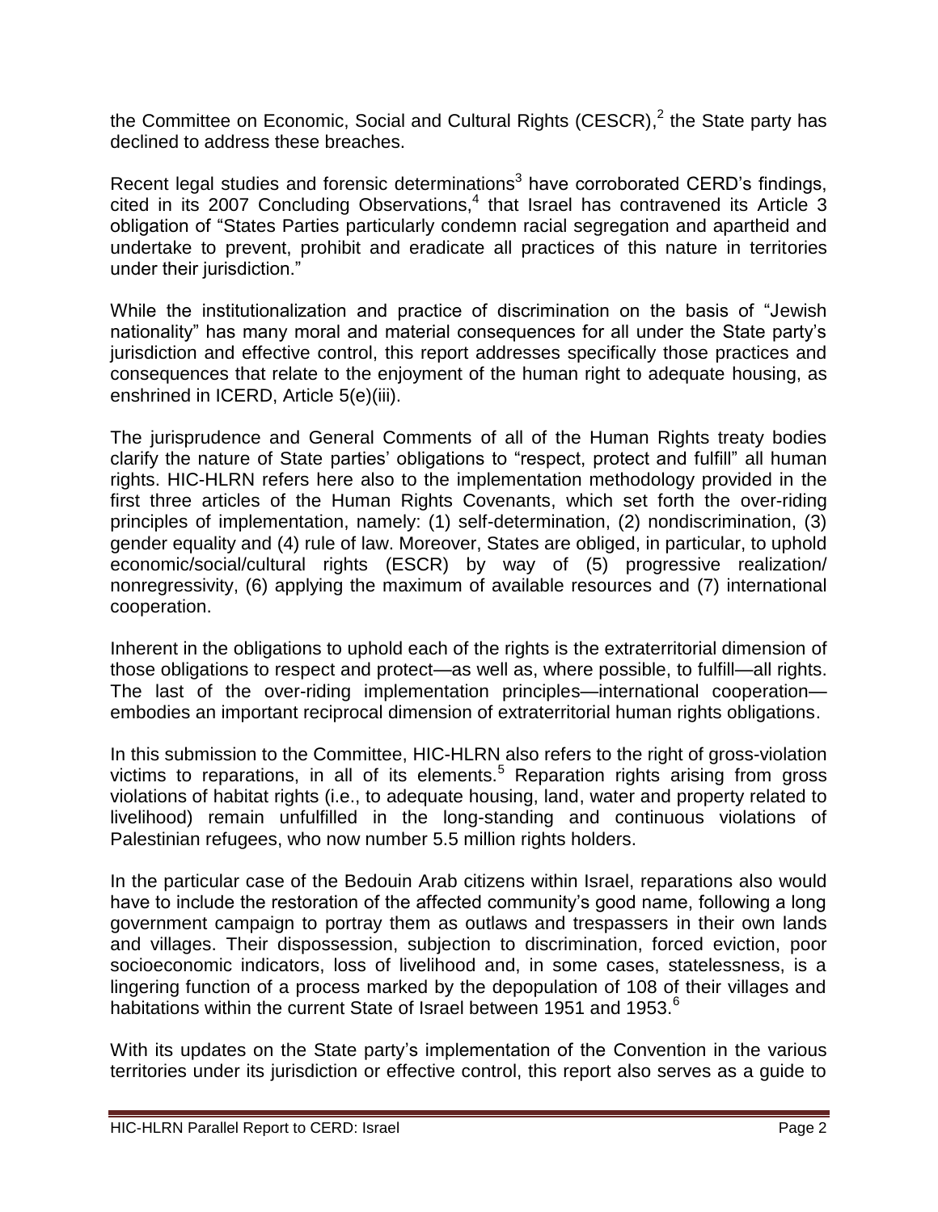the Committee on Economic, Social and Cultural Rights (CESCR),[2] the State party has declined to address these breaches.

Recent legal studies and forensic determinations[3] have corroborated CERD's findings, cited in its 2007 Concluding Observations,[4] that Israel has contravened its Article 3 obligation of "States Parties particularly condemn racial segregation and apartheid and undertake to prevent, prohibit and eradicate all practices of this nature in territories under their jurisdiction."

While the institutionalization and practice of discrimination on the basis of "Jewish nationality" has many moral and material consequences for all under the State party's jurisdiction and effective control, this report addresses specifically those practices and consequences that relate to the enjoyment of the human right to adequate housing, as enshrined in ICERD, Article 5(e)(iii).

The jurisprudence and General Comments of all of the Human Rights treaty bodies clarify the nature of State parties' obligations to "respect, protect and fulfill" all human rights. HIC-HLRN refers here also to the implementation methodology provided in the first three articles of the Human Rights Covenants, which set forth the over-riding principles of implementation, namely: (1) self-determination, (2) nondiscrimination, (3) gender equality and (4) rule of law. Moreover, States are obliged, in particular, to uphold economic/social/cultural rights (ESCR) by way of (5) progressive realization/ nonregressivity, (6) applying the maximum of available resources and (7) international cooperation.

Inherent in the obligations to uphold each of the rights is the extraterritorial dimension of those obligations to respect and protect—as well as, where possible, to fulfill—all rights. The last of the over-riding implementation principles—international cooperation—embodies an important reciprocal dimension of extraterritorial human rights obligations.

In this submission to the Committee, HIC-HLRN also refers to the right of gross-violation victims to reparations, in all of its elements.[5] Reparation rights arising from gross violations of habitat rights (i.e., to adequate housing, land, water and property related to livelihood) remain unfulfilled in the long-standing and continuous violations of Palestinian refugees, who now number 5.5 million rights holders.

In the particular case of the Bedouin Arab citizens within Israel, reparations also would have to include the restoration of the affected community's good name, following a long government campaign to portray them as outlaws and trespassers in their own lands and villages. Their dispossession, subjection to discrimination, forced eviction, poor socioeconomic indicators, loss of livelihood and, in some cases, statelessness, is a lingering function of a process marked by the depopulation of 108 of their villages and habitations within the current State of Israel between 1951 and 1953.[6]

With its updates on the State party's implementation of the Convention in the various territories under its jurisdiction or effective control, this report also serves as a guide to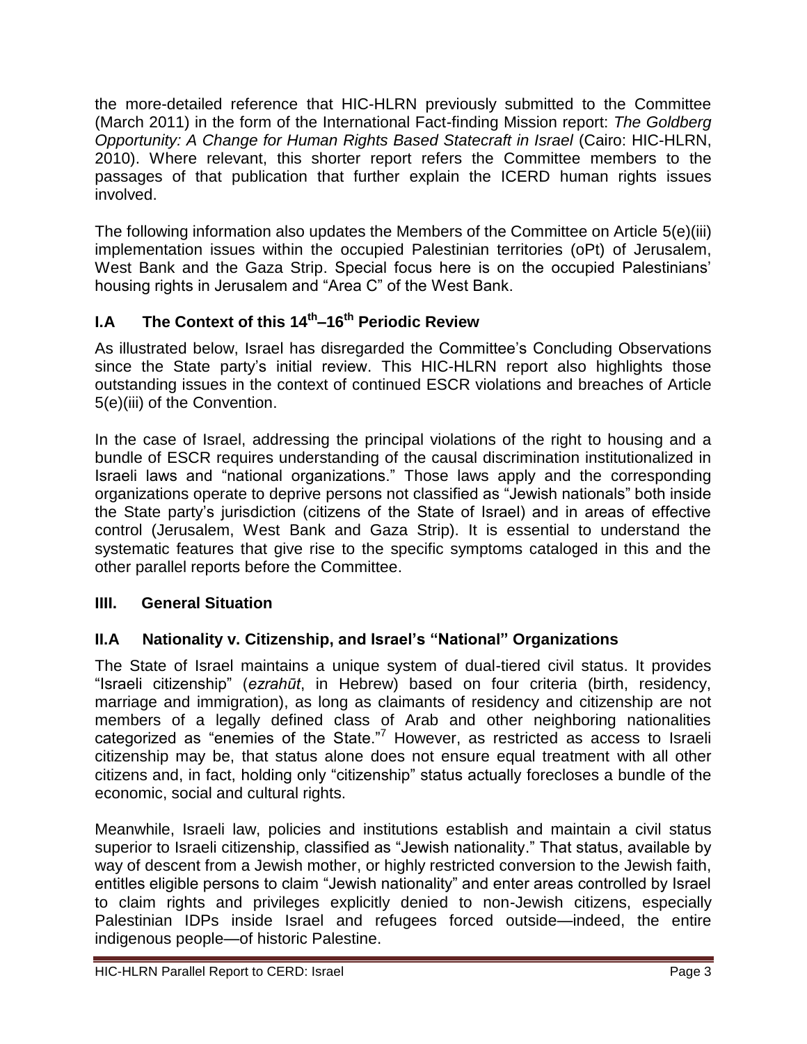the more-detailed reference that HIC-HLRN previously submitted to the Committee (March 2011) in the form of the International Fact-finding Mission report: *The Goldberg Opportunity: A Change for Human Rights Based Statecraft in Israel* (Cairo: HIC-HLRN, 2010). Where relevant, this shorter report refers the Committee members to the passages of that publication that further explain the ICERD human rights issues involved.

The following information also updates the Members of the Committee on Article 5(e)(iii) implementation issues within the occupied Palestinian territories (oPt) of Jerusalem, West Bank and the Gaza Strip. Special focus here is on the occupied Palestinians' housing rights in Jerusalem and "Area C" of the West Bank.

## I.A The Context of this 14th–16th Periodic Review

As illustrated below, Israel has disregarded the Committee's Concluding Observations since the State party's initial review. This HIC-HLRN report also highlights those outstanding issues in the context of continued ESCR violations and breaches of Article 5(e)(iii) of the Convention.

In the case of Israel, addressing the principal violations of the right to housing and a bundle of ESCR requires understanding of the causal discrimination institutionalized in Israeli laws and "national organizations." Those laws apply and the corresponding organizations operate to deprive persons not classified as "Jewish nationals" both inside the State party's jurisdiction (citizens of the State of Israel) and in areas of effective control (Jerusalem, West Bank and Gaza Strip). It is essential to understand the systematic features that give rise to the specific symptoms cataloged in this and the other parallel reports before the Committee.

## IIII. General Situation

## II.A Nationality v. Citizenship, and Israel's "National" Organizations

The State of Israel maintains a unique system of dual-tiered civil status. It provides "Israeli citizenship" (*ezrahūt*, in Hebrew) based on four criteria (birth, residency, marriage and immigration), as long as claimants of residency and citizenship are not members of a legally defined class of Arab and other neighboring nationalities categorized as "enemies of the State."[7] However, as restricted as access to Israeli citizenship may be, that status alone does not ensure equal treatment with all other citizens and, in fact, holding only "citizenship" status actually forecloses a bundle of the economic, social and cultural rights.

Meanwhile, Israeli law, policies and institutions establish and maintain a civil status superior to Israeli citizenship, classified as "Jewish nationality." That status, available by way of descent from a Jewish mother, or highly restricted conversion to the Jewish faith, entitles eligible persons to claim "Jewish nationality" and enter areas controlled by Israel to claim rights and privileges explicitly denied to non-Jewish citizens, especially Palestinian IDPs inside Israel and refugees forced outside—indeed, the entire indigenous people—of historic Palestine.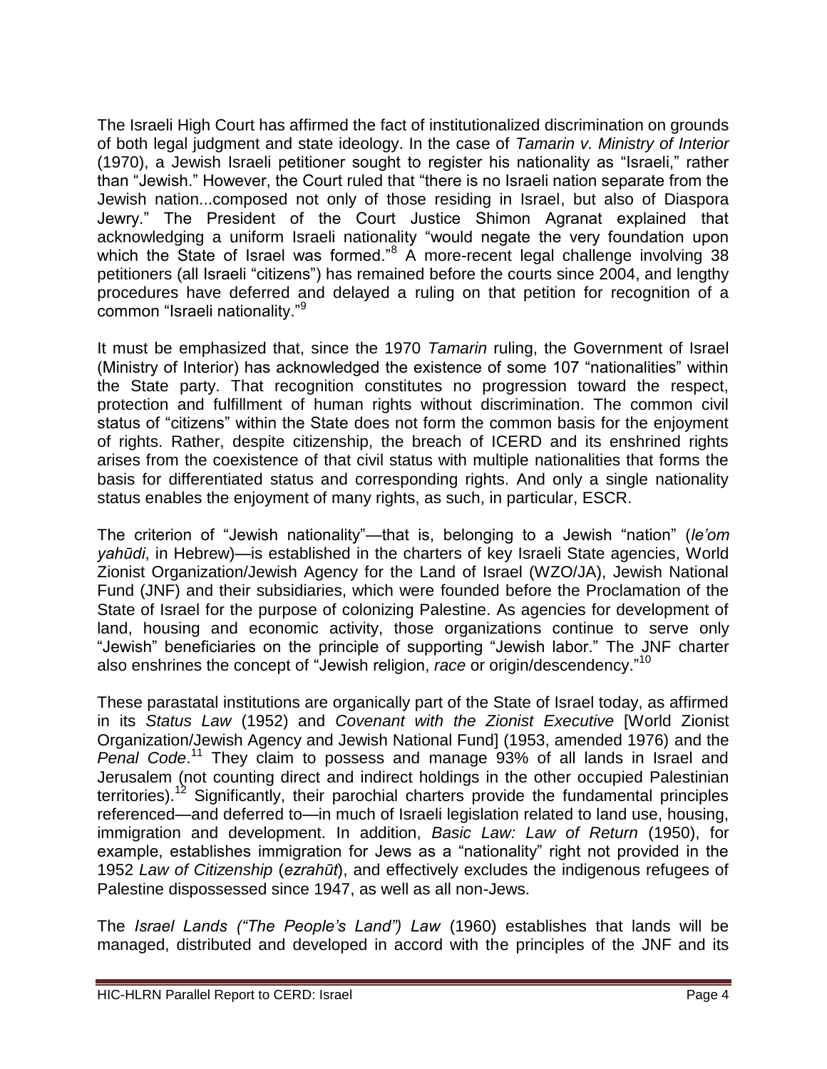The Israeli High Court has affirmed the fact of institutionalized discrimination on grounds of both legal judgment and state ideology. In the case of *Tamarin v. Ministry of Interior* (1970), a Jewish Israeli petitioner sought to register his nationality as "Israeli," rather than "Jewish." However, the Court ruled that "there is no Israeli nation separate from the Jewish nation...composed not only of those residing in Israel, but also of Diaspora Jewry." The President of the Court Justice Shimon Agranat explained that acknowledging a uniform Israeli nationality "would negate the very foundation upon which the State of Israel was formed."[8] A more-recent legal challenge involving 38 petitioners (all Israeli "citizens") has remained before the courts since 2004, and lengthy procedures have deferred and delayed a ruling on that petition for recognition of a common "Israeli nationality."[9]

It must be emphasized that, since the 1970 *Tamarin* ruling, the Government of Israel (Ministry of Interior) has acknowledged the existence of some 107 "nationalities" within the State party. That recognition constitutes no progression toward the respect, protection and fulfillment of human rights without discrimination. The common civil status of "citizens" within the State does not form the common basis for the enjoyment of rights. Rather, despite citizenship, the breach of ICERD and its enshrined rights arises from the coexistence of that civil status with multiple nationalities that forms the basis for differentiated status and corresponding rights. And only a single nationality status enables the enjoyment of many rights, as such, in particular, ESCR.

The criterion of "Jewish nationality"—that is, belonging to a Jewish "nation" (*le'om yahūdi*, in Hebrew)—is established in the charters of key Israeli State agencies, World Zionist Organization/Jewish Agency for the Land of Israel (WZO/JA), Jewish National Fund (JNF) and their subsidiaries, which were founded before the Proclamation of the State of Israel for the purpose of colonizing Palestine. As agencies for development of land, housing and economic activity, those organizations continue to serve only "Jewish" beneficiaries on the principle of supporting "Jewish labor." The JNF charter also enshrines the concept of "Jewish religion, *race* or origin/descendency."[10]

These parastatal institutions are organically part of the State of Israel today, as affirmed in its *Status Law* (1952) and *Covenant with the Zionist Executive* [World Zionist Organization/Jewish Agency and Jewish National Fund] (1953, amended 1976) and the *Penal Code*.[11] They claim to possess and manage 93% of all lands in Israel and Jerusalem (not counting direct and indirect holdings in the other occupied Palestinian territories).[12] Significantly, their parochial charters provide the fundamental principles referenced—and deferred to—in much of Israeli legislation related to land use, housing, immigration and development. In addition, *Basic Law: Law of Return* (1950), for example, establishes immigration for Jews as a "nationality" right not provided in the 1952 *Law of Citizenship* (*ezrahūt*), and effectively excludes the indigenous refugees of Palestine dispossessed since 1947, as well as all non-Jews.

The *Israel Lands ("The People's Land") Law* (1960) establishes that lands will be managed, distributed and developed in accord with the principles of the JNF and its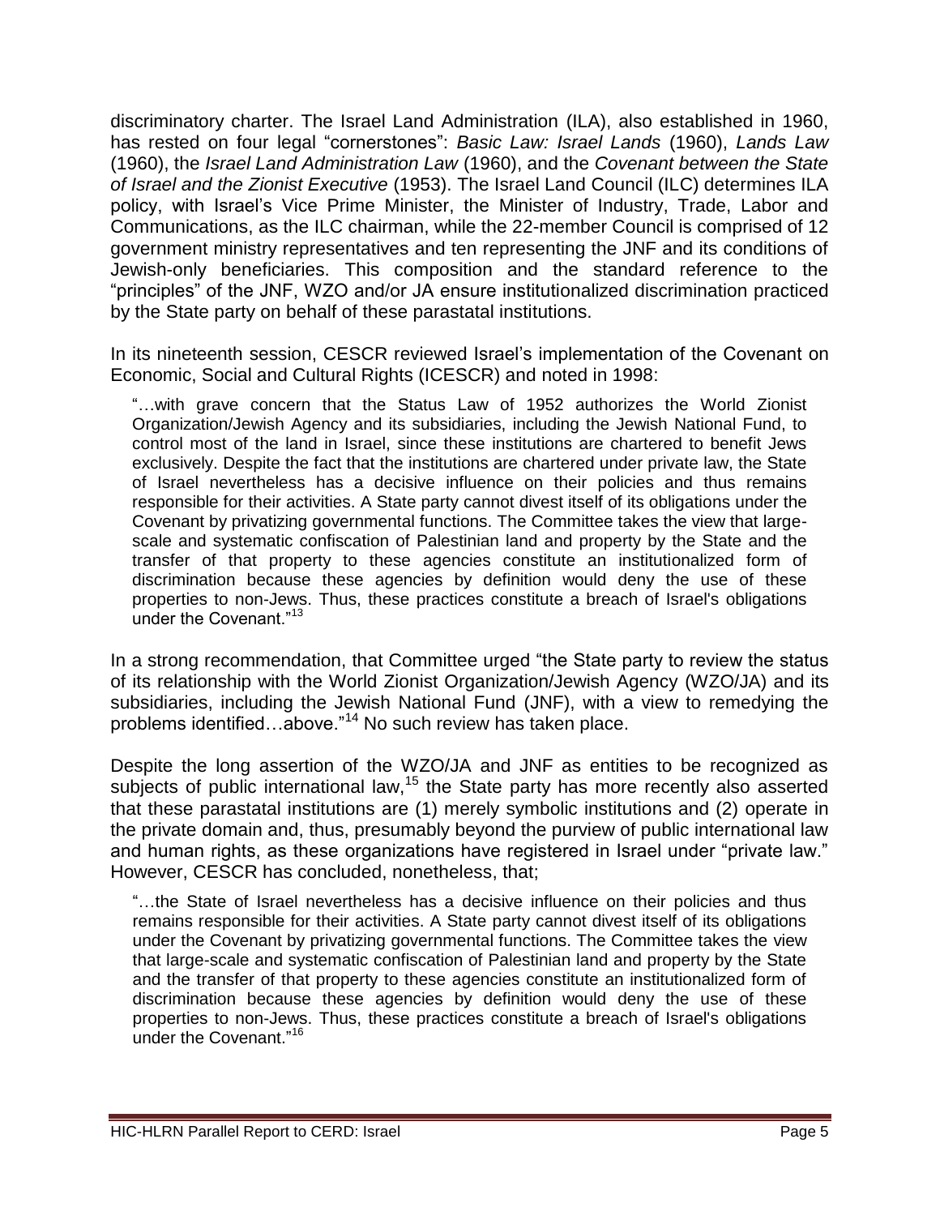discriminatory charter. The Israel Land Administration (ILA), also established in 1960, has rested on four legal "cornerstones": *Basic Law: Israel Lands* (1960), *Lands Law* (1960), the *Israel Land Administration Law* (1960), and the *Covenant between the State of Israel and the Zionist Executive* (1953). The Israel Land Council (ILC) determines ILA policy, with Israel's Vice Prime Minister, the Minister of Industry, Trade, Labor and Communications, as the ILC chairman, while the 22-member Council is comprised of 12 government ministry representatives and ten representing the JNF and its conditions of Jewish-only beneficiaries. This composition and the standard reference to the "principles" of the JNF, WZO and/or JA ensure institutionalized discrimination practiced by the State party on behalf of these parastatal institutions.

In its nineteenth session, CESCR reviewed Israel's implementation of the Covenant on Economic, Social and Cultural Rights (ICESCR) and noted in 1998:

> "…with grave concern that the Status Law of 1952 authorizes the World Zionist Organization/Jewish Agency and its subsidiaries, including the Jewish National Fund, to control most of the land in Israel, since these institutions are chartered to benefit Jews exclusively. Despite the fact that the institutions are chartered under private law, the State of Israel nevertheless has a decisive influence on their policies and thus remains responsible for their activities. A State party cannot divest itself of its obligations under the Covenant by privatizing governmental functions. The Committee takes the view that large-scale and systematic confiscation of Palestinian land and property by the State and the transfer of that property to these agencies constitute an institutionalized form of discrimination because these agencies by definition would deny the use of these properties to non-Jews. Thus, these practices constitute a breach of Israel's obligations under the Covenant."[13]

In a strong recommendation, that Committee urged "the State party to review the status of its relationship with the World Zionist Organization/Jewish Agency (WZO/JA) and its subsidiaries, including the Jewish National Fund (JNF), with a view to remedying the problems identified…above."[14] No such review has taken place.

Despite the long assertion of the WZO/JA and JNF as entities to be recognized as subjects of public international law,[15] the State party has more recently also asserted that these parastatal institutions are (1) merely symbolic institutions and (2) operate in the private domain and, thus, presumably beyond the purview of public international law and human rights, as these organizations have registered in Israel under "private law." However, CESCR has concluded, nonetheless, that;

> "…the State of Israel nevertheless has a decisive influence on their policies and thus remains responsible for their activities. A State party cannot divest itself of its obligations under the Covenant by privatizing governmental functions. The Committee takes the view that large-scale and systematic confiscation of Palestinian land and property by the State and the transfer of that property to these agencies constitute an institutionalized form of discrimination because these agencies by definition would deny the use of these properties to non-Jews. Thus, these practices constitute a breach of Israel's obligations under the Covenant."[16]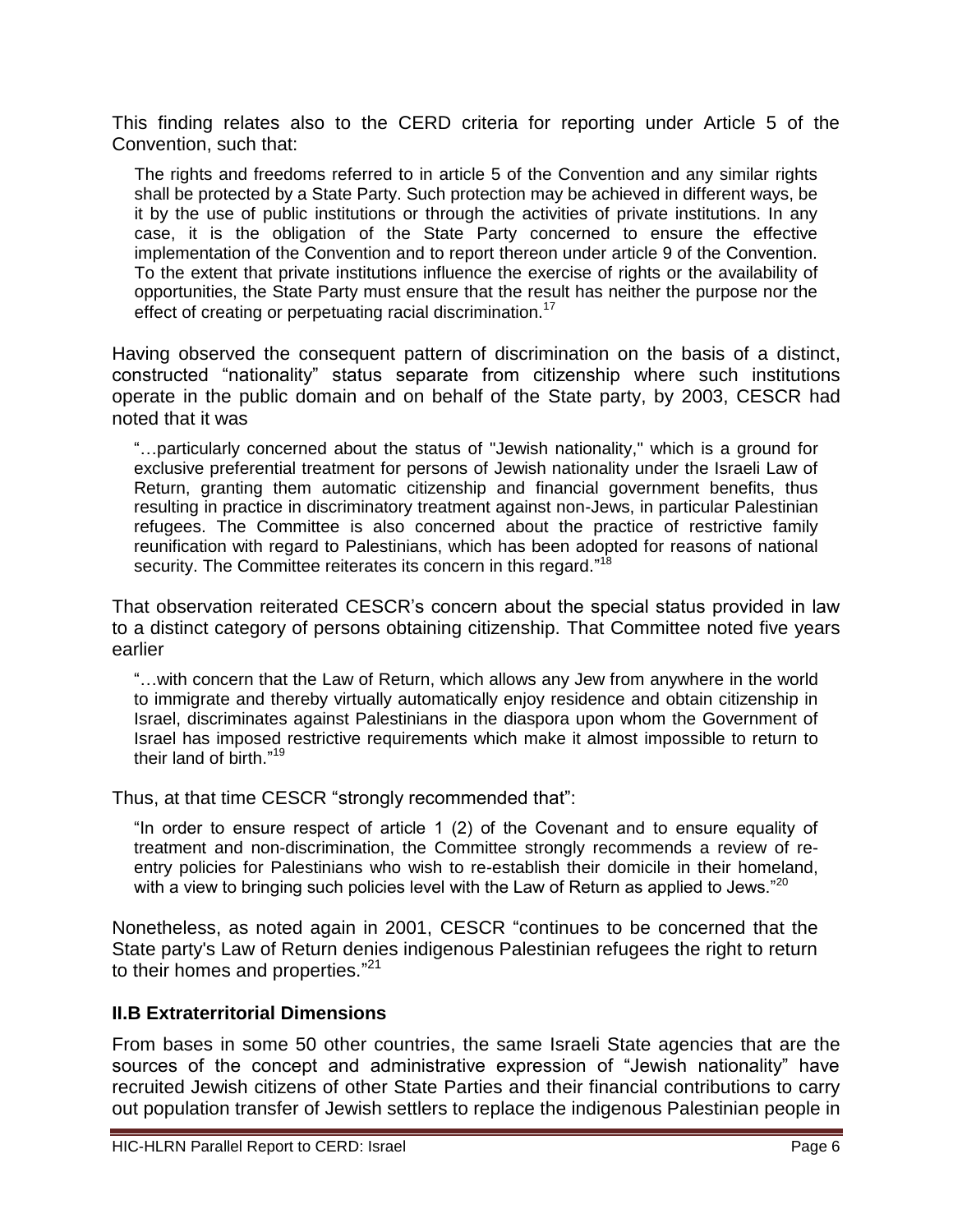This finding relates also to the CERD criteria for reporting under Article 5 of the Convention, such that:

> The rights and freedoms referred to in article 5 of the Convention and any similar rights shall be protected by a State Party. Such protection may be achieved in different ways, be it by the use of public institutions or through the activities of private institutions. In any case, it is the obligation of the State Party concerned to ensure the effective implementation of the Convention and to report thereon under article 9 of the Convention. To the extent that private institutions influence the exercise of rights or the availability of opportunities, the State Party must ensure that the result has neither the purpose nor the effect of creating or perpetuating racial discrimination.[17]

Having observed the consequent pattern of discrimination on the basis of a distinct, constructed "nationality" status separate from citizenship where such institutions operate in the public domain and on behalf of the State party, by 2003, CESCR had noted that it was

> "…particularly concerned about the status of "Jewish nationality," which is a ground for exclusive preferential treatment for persons of Jewish nationality under the Israeli Law of Return, granting them automatic citizenship and financial government benefits, thus resulting in practice in discriminatory treatment against non-Jews, in particular Palestinian refugees. The Committee is also concerned about the practice of restrictive family reunification with regard to Palestinians, which has been adopted for reasons of national security. The Committee reiterates its concern in this regard."[18]

That observation reiterated CESCR's concern about the special status provided in law to a distinct category of persons obtaining citizenship. That Committee noted five years earlier

> "…with concern that the Law of Return, which allows any Jew from anywhere in the world to immigrate and thereby virtually automatically enjoy residence and obtain citizenship in Israel, discriminates against Palestinians in the diaspora upon whom the Government of Israel has imposed restrictive requirements which make it almost impossible to return to their land of birth."[19]

Thus, at that time CESCR "strongly recommended that":

> "In order to ensure respect of article 1 (2) of the Covenant and to ensure equality of treatment and non-discrimination, the Committee strongly recommends a review of re-entry policies for Palestinians who wish to re-establish their domicile in their homeland, with a view to bringing such policies level with the Law of Return as applied to Jews."[20]

Nonetheless, as noted again in 2001, CESCR "continues to be concerned that the State party's Law of Return denies indigenous Palestinian refugees the right to return to their homes and properties."[21]

### II.B Extraterritorial Dimensions

From bases in some 50 other countries, the same Israeli State agencies that are the sources of the concept and administrative expression of "Jewish nationality" have recruited Jewish citizens of other State Parties and their financial contributions to carry out population transfer of Jewish settlers to replace the indigenous Palestinian people in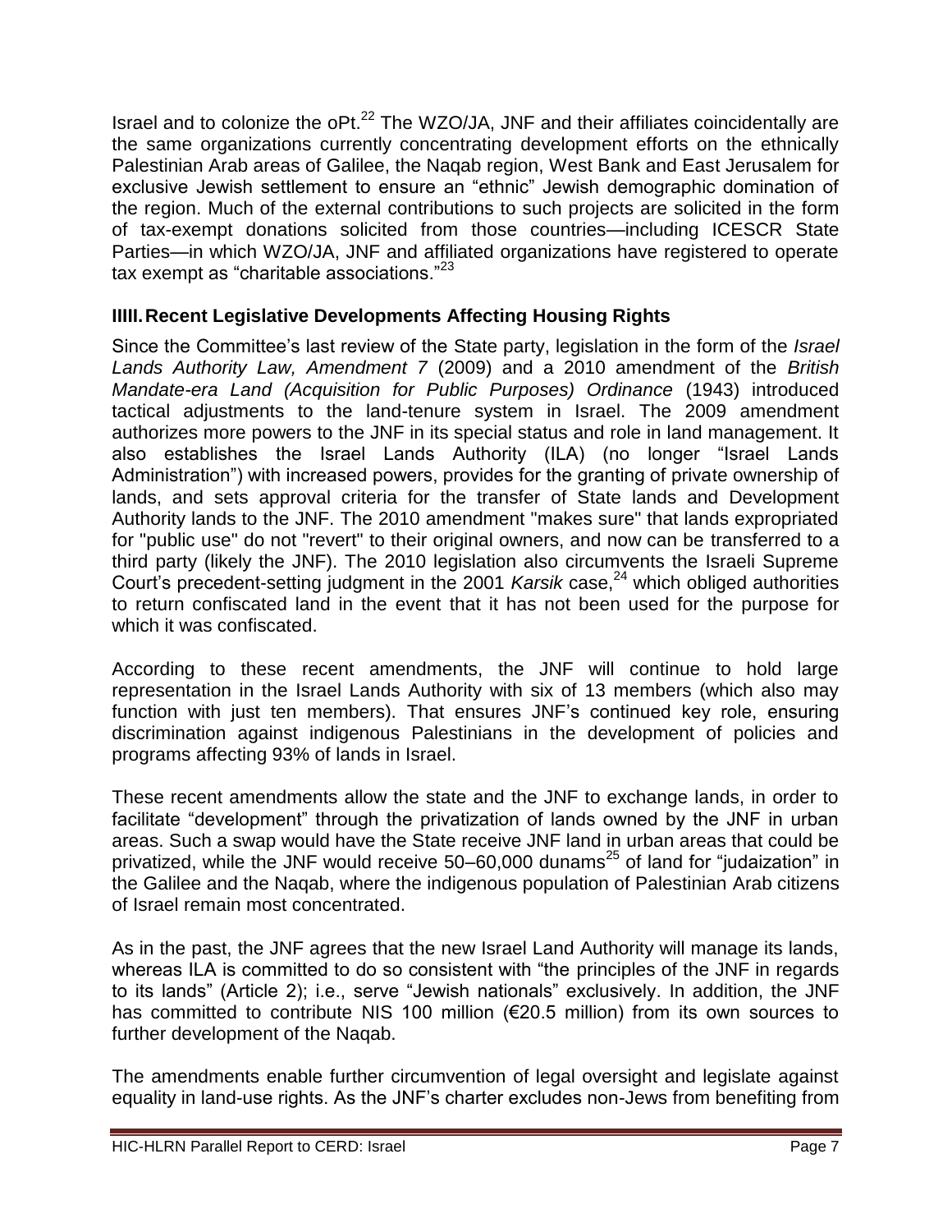Israel and to colonize the oPt.[22] The WZO/JA, JNF and their affiliates coincidentally are the same organizations currently concentrating development efforts on the ethnically Palestinian Arab areas of Galilee, the Naqab region, West Bank and East Jerusalem for exclusive Jewish settlement to ensure an "ethnic" Jewish demographic domination of the region. Much of the external contributions to such projects are solicited in the form of tax-exempt donations solicited from those countries—including ICESCR State Parties—in which WZO/JA, JNF and affiliated organizations have registered to operate tax exempt as "charitable associations."[23]

## IIIII. Recent Legislative Developments Affecting Housing Rights

Since the Committee's last review of the State party, legislation in the form of the *Israel Lands Authority Law, Amendment 7* (2009) and a 2010 amendment of the *British Mandate-era Land (Acquisition for Public Purposes) Ordinance* (1943) introduced tactical adjustments to the land-tenure system in Israel. The 2009 amendment authorizes more powers to the JNF in its special status and role in land management. It also establishes the Israel Lands Authority (ILA) (no longer "Israel Lands Administration") with increased powers, provides for the granting of private ownership of lands, and sets approval criteria for the transfer of State lands and Development Authority lands to the JNF. The 2010 amendment "makes sure" that lands expropriated for "public use" do not "revert" to their original owners, and now can be transferred to a third party (likely the JNF). The 2010 legislation also circumvents the Israeli Supreme Court's precedent-setting judgment in the 2001 *Karsik* case,[24] which obliged authorities to return confiscated land in the event that it has not been used for the purpose for which it was confiscated.

According to these recent amendments, the JNF will continue to hold large representation in the Israel Lands Authority with six of 13 members (which also may function with just ten members). That ensures JNF's continued key role, ensuring discrimination against indigenous Palestinians in the development of policies and programs affecting 93% of lands in Israel.

These recent amendments allow the state and the JNF to exchange lands, in order to facilitate "development" through the privatization of lands owned by the JNF in urban areas. Such a swap would have the State receive JNF land in urban areas that could be privatized, while the JNF would receive 50–60,000 dunams[25] of land for "judaization" in the Galilee and the Naqab, where the indigenous population of Palestinian Arab citizens of Israel remain most concentrated.

As in the past, the JNF agrees that the new Israel Land Authority will manage its lands, whereas ILA is committed to do so consistent with "the principles of the JNF in regards to its lands" (Article 2); i.e., serve "Jewish nationals" exclusively. In addition, the JNF has committed to contribute NIS 100 million (€20.5 million) from its own sources to further development of the Naqab.

The amendments enable further circumvention of legal oversight and legislate against equality in land-use rights. As the JNF's charter excludes non-Jews from benefiting from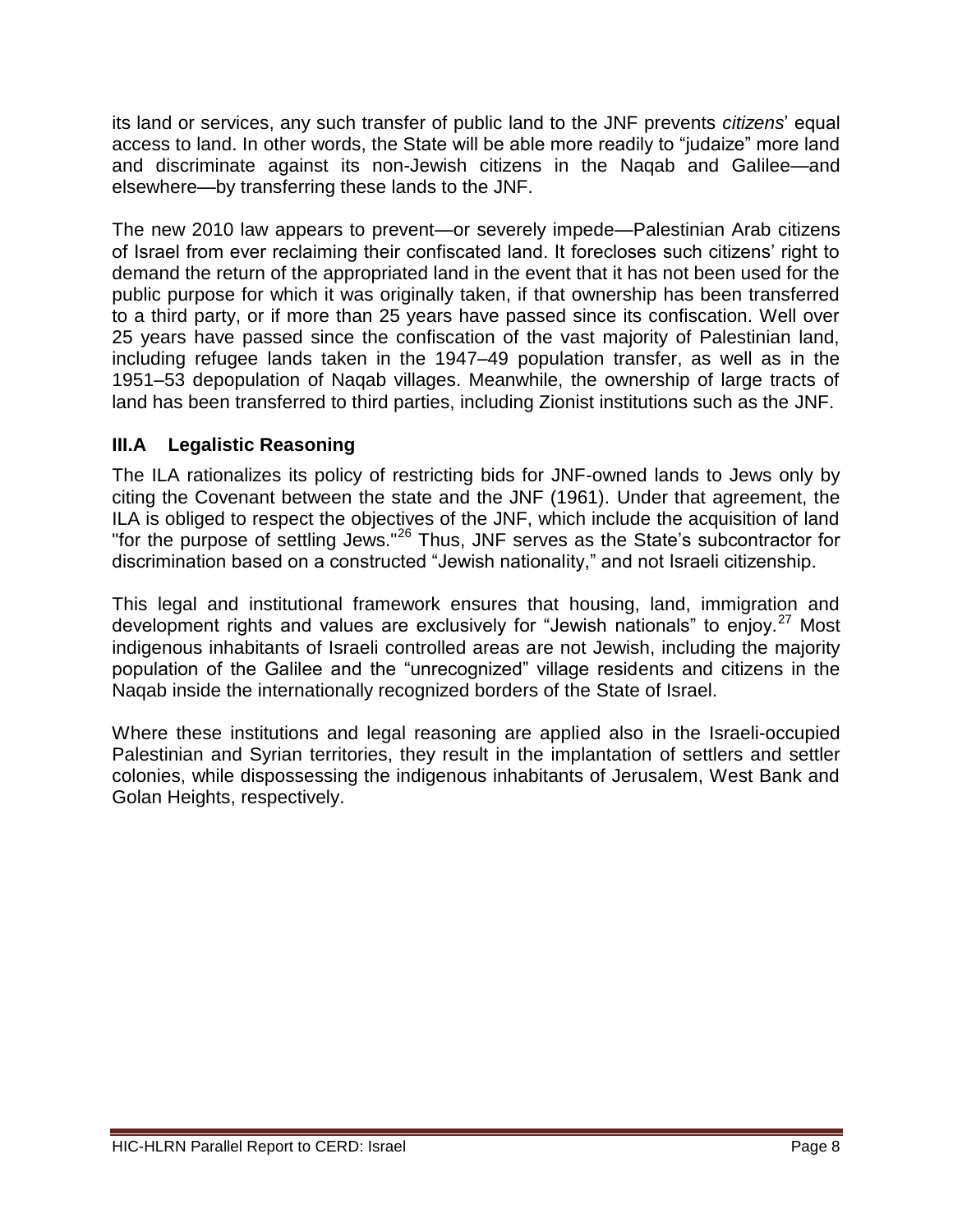its land or services, any such transfer of public land to the JNF prevents *citizens*' equal access to land. In other words, the State will be able more readily to "judaize" more land and discriminate against its non-Jewish citizens in the Naqab and Galilee—and elsewhere—by transferring these lands to the JNF.

The new 2010 law appears to prevent—or severely impede—Palestinian Arab citizens of Israel from ever reclaiming their confiscated land. It forecloses such citizens' right to demand the return of the appropriated land in the event that it has not been used for the public purpose for which it was originally taken, if that ownership has been transferred to a third party, or if more than 25 years have passed since its confiscation. Well over 25 years have passed since the confiscation of the vast majority of Palestinian land, including refugee lands taken in the 1947–49 population transfer, as well as in the 1951–53 depopulation of Naqab villages. Meanwhile, the ownership of large tracts of land has been transferred to third parties, including Zionist institutions such as the JNF.

### III.A Legalistic Reasoning

The ILA rationalizes its policy of restricting bids for JNF-owned lands to Jews only by citing the Covenant between the state and the JNF (1961). Under that agreement, the ILA is obliged to respect the objectives of the JNF, which include the acquisition of land "for the purpose of settling Jews."[26] Thus, JNF serves as the State's subcontractor for discrimination based on a constructed "Jewish nationality," and not Israeli citizenship.

This legal and institutional framework ensures that housing, land, immigration and development rights and values are exclusively for "Jewish nationals" to enjoy.[27] Most indigenous inhabitants of Israeli controlled areas are not Jewish, including the majority population of the Galilee and the "unrecognized" village residents and citizens in the Naqab inside the internationally recognized borders of the State of Israel.

Where these institutions and legal reasoning are applied also in the Israeli-occupied Palestinian and Syrian territories, they result in the implantation of settlers and settler colonies, while dispossessing the indigenous inhabitants of Jerusalem, West Bank and Golan Heights, respectively.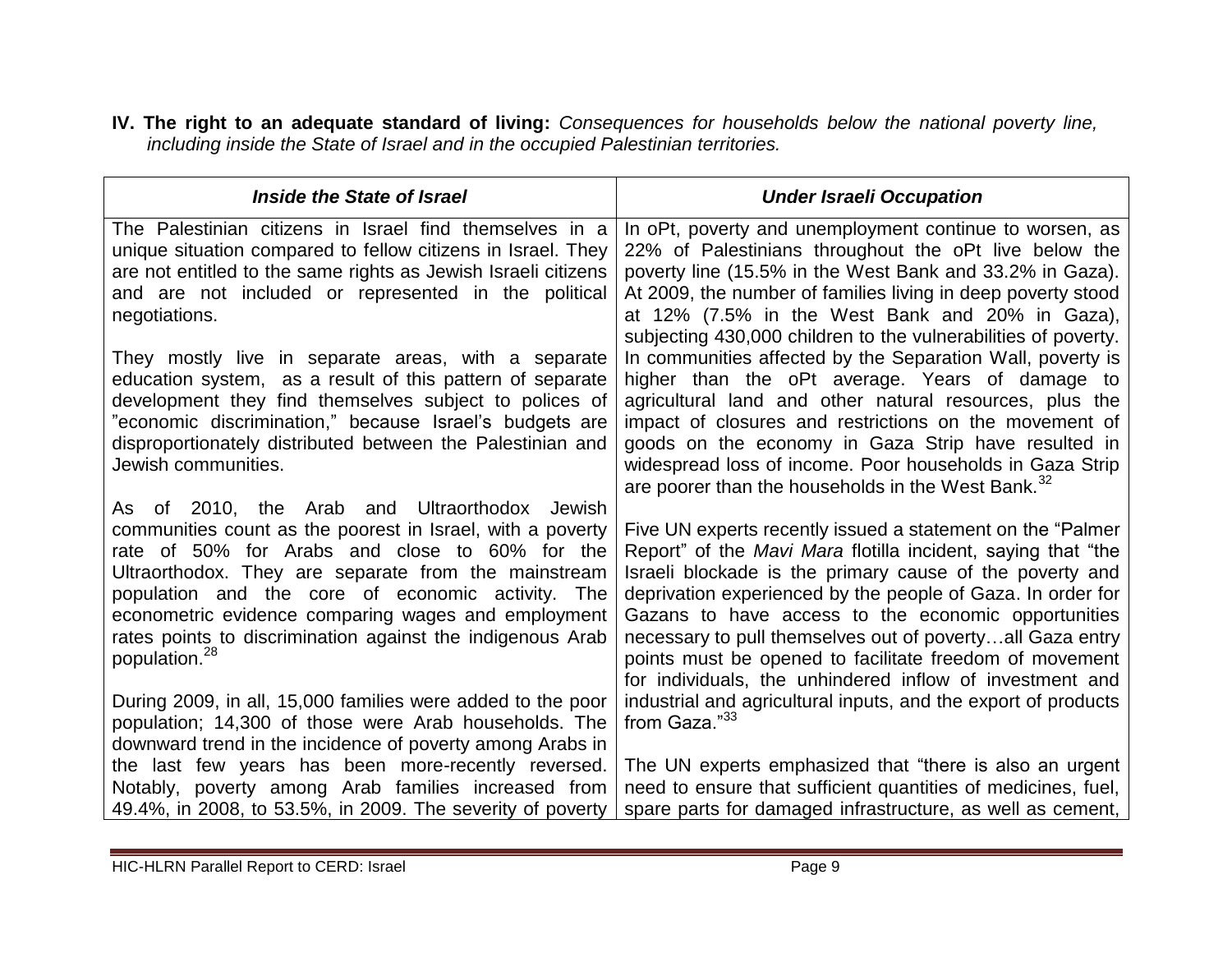**IV. The right to an adequate standard of living:** *Consequences for households below the national poverty line, including inside the State of Israel and in the occupied Palestinian territories.*

| *Inside the State of Israel* | *Under Israeli Occupation* |
|---|---|
| The Palestinian citizens in Israel find themselves in a unique situation compared to fellow citizens in Israel. They are not entitled to the same rights as Jewish Israeli citizens and are not included or represented in the political negotiations.<br><br>They mostly live in separate areas, with a separate education system, as a result of this pattern of separate development they find themselves subject to polices of "economic discrimination," because Israel's budgets are disproportionately distributed between the Palestinian and Jewish communities.<br><br>As of 2010, the Arab and Ultraorthodox Jewish communities count as the poorest in Israel, with a poverty rate of 50% for Arabs and close to 60% for the Ultraorthodox. They are separate from the mainstream population and the core of economic activity. The econometric evidence comparing wages and employment rates points to discrimination against the indigenous Arab population.[28]<br><br>During 2009, in all, 15,000 families were added to the poor population; 14,300 of those were Arab households. The downward trend in the incidence of poverty among Arabs in the last few years has been more-recently reversed. Notably, poverty among Arab families increased from 49.4%, in 2008, to 53.5%, in 2009. The severity of poverty | In oPt, poverty and unemployment continue to worsen, as 22% of Palestinians throughout the oPt live below the poverty line (15.5% in the West Bank and 33.2% in Gaza). At 2009, the number of families living in deep poverty stood at 12% (7.5% in the West Bank and 20% in Gaza), subjecting 430,000 children to the vulnerabilities of poverty. In communities affected by the Separation Wall, poverty is higher than the oPt average. Years of damage to agricultural land and other natural resources, plus the impact of closures and restrictions on the movement of goods on the economy in Gaza Strip have resulted in widespread loss of income. Poor households in Gaza Strip are poorer than the households in the West Bank.[32]<br><br>Five UN experts recently issued a statement on the "Palmer Report" of the *Mavi Mara* flotilla incident, saying that "the Israeli blockade is the primary cause of the poverty and deprivation experienced by the people of Gaza. In order for Gazans to have access to the economic opportunities necessary to pull themselves out of poverty…all Gaza entry points must be opened to facilitate freedom of movement for individuals, the unhindered inflow of investment and industrial and agricultural inputs, and the export of products from Gaza."[33]<br><br>The UN experts emphasized that "there is also an urgent need to ensure that sufficient quantities of medicines, fuel, spare parts for damaged infrastructure, as well as cement, |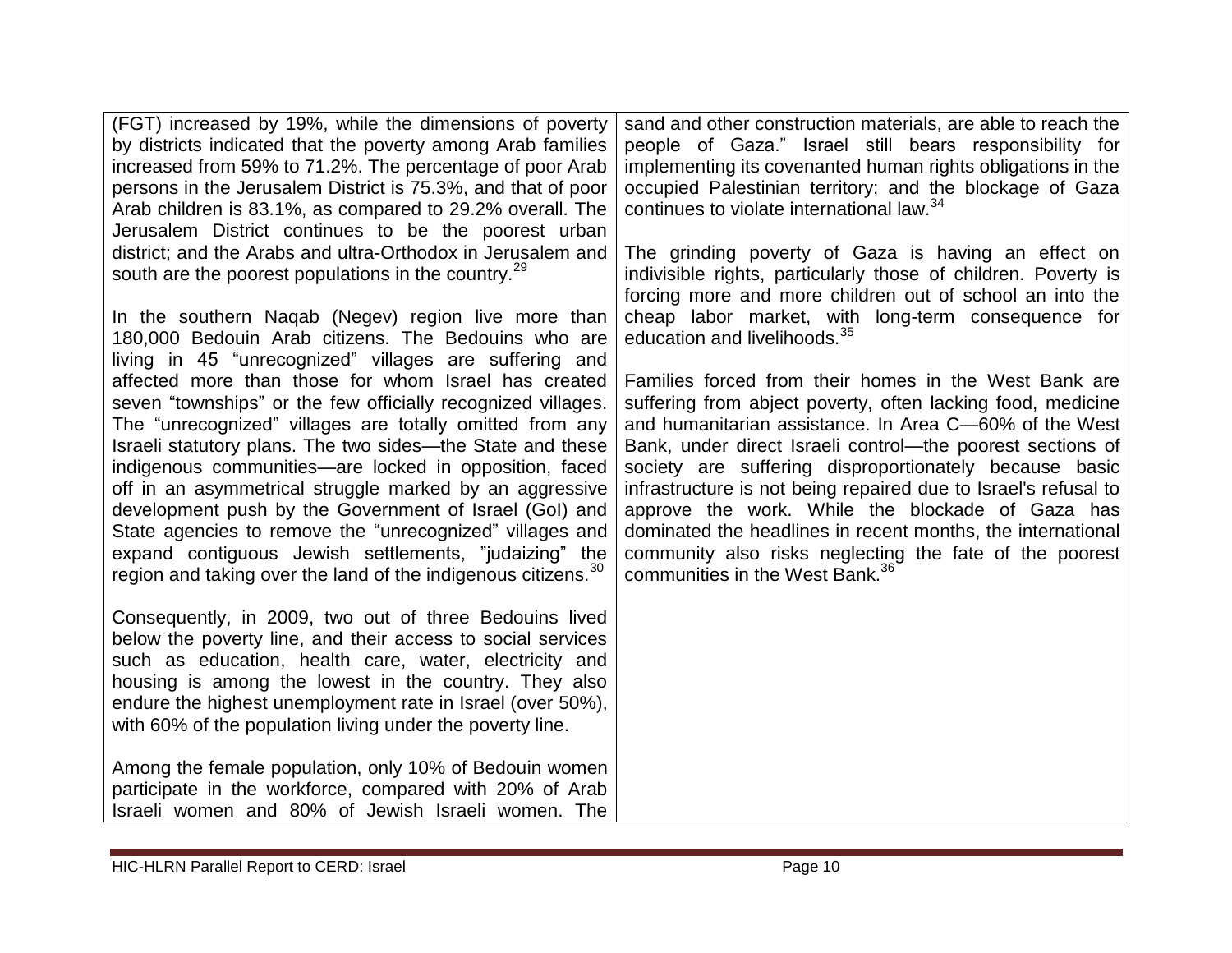(FGT) increased by 19%, while the dimensions of poverty by districts indicated that the poverty among Arab families increased from 59% to 71.2%. The percentage of poor Arab persons in the Jerusalem District is 75.3%, and that of poor Arab children is 83.1%, as compared to 29.2% overall. The Jerusalem District continues to be the poorest urban district; and the Arabs and ultra-Orthodox in Jerusalem and south are the poorest populations in the country.[29]

In the southern Naqab (Negev) region live more than 180,000 Bedouin Arab citizens. The Bedouins who are living in 45 "unrecognized" villages are suffering and affected more than those for whom Israel has created seven "townships" or the few officially recognized villages. The "unrecognized" villages are totally omitted from any Israeli statutory plans. The two sides—the State and these indigenous communities—are locked in opposition, faced off in an asymmetrical struggle marked by an aggressive development push by the Government of Israel (GoI) and State agencies to remove the "unrecognized" villages and expand contiguous Jewish settlements, "judaizing" the region and taking over the land of the indigenous citizens.[30]

Consequently, in 2009, two out of three Bedouins lived below the poverty line, and their access to social services such as education, health care, water, electricity and housing is among the lowest in the country. They also endure the highest unemployment rate in Israel (over 50%), with 60% of the population living under the poverty line.

Among the female population, only 10% of Bedouin women participate in the workforce, compared with 20% of Arab Israeli women and 80% of Jewish Israeli women. The

sand and other construction materials, are able to reach the people of Gaza." Israel still bears responsibility for implementing its covenanted human rights obligations in the occupied Palestinian territory; and the blockage of Gaza continues to violate international law.[34]

The grinding poverty of Gaza is having an effect on indivisible rights, particularly those of children. Poverty is forcing more and more children out of school an into the cheap labor market, with long-term consequence for education and livelihoods.[35]

Families forced from their homes in the West Bank are suffering from abject poverty, often lacking food, medicine and humanitarian assistance. In Area C—60% of the West Bank, under direct Israeli control—the poorest sections of society are suffering disproportionately because basic infrastructure is not being repaired due to Israel's refusal to approve the work. While the blockade of Gaza has dominated the headlines in recent months, the international community also risks neglecting the fate of the poorest communities in the West Bank.[36]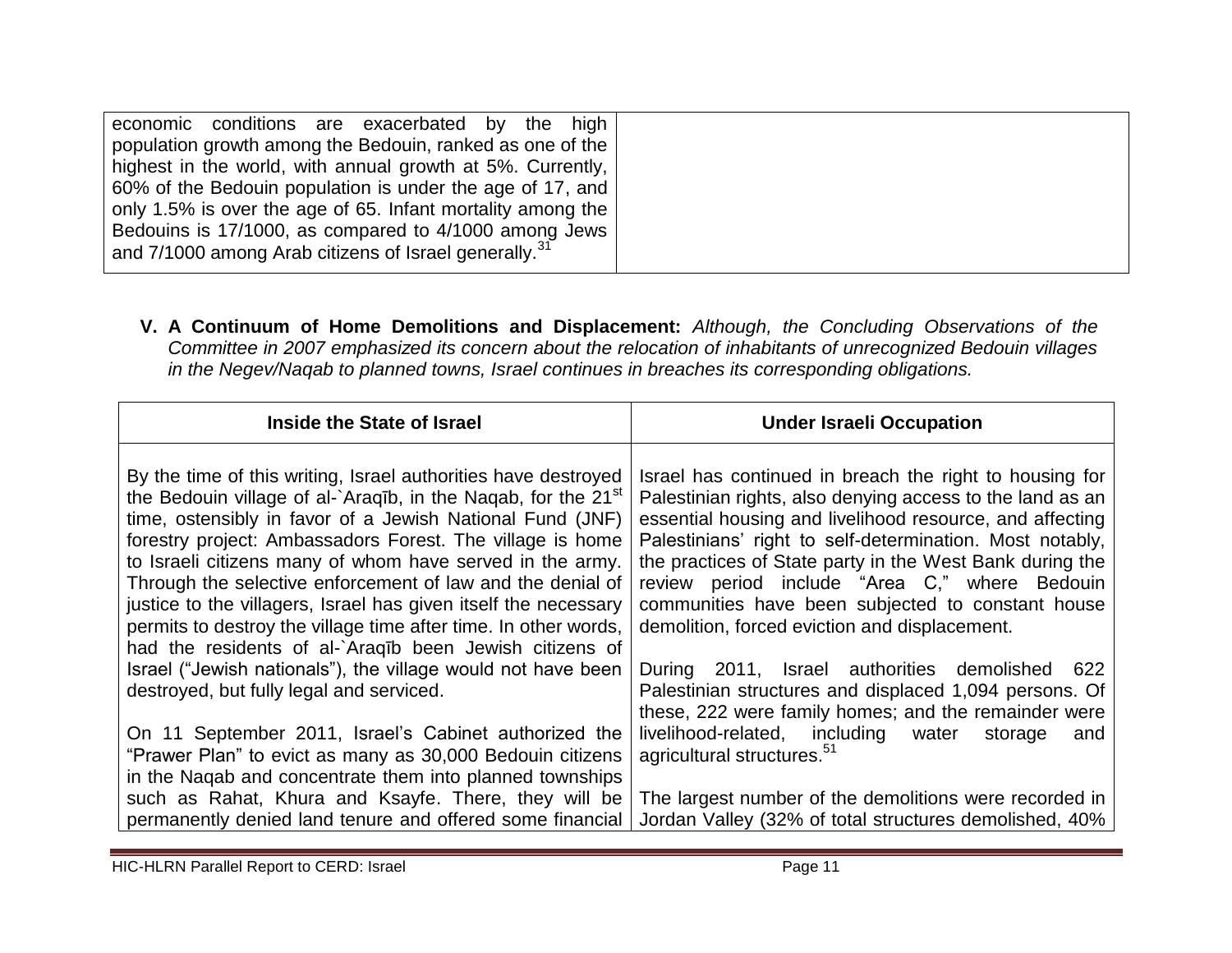| | |
|---|---|
| economic conditions are exacerbated by the high population growth among the Bedouin, ranked as one of the highest in the world, with annual growth at 5%. Currently, 60% of the Bedouin population is under the age of 17, and only 1.5% is over the age of 65. Infant mortality among the Bedouins is 17/1000, as compared to 4/1000 among Jews and 7/1000 among Arab citizens of Israel generally.[31] | |

**V. A Continuum of Home Demolitions and Displacement:** *Although, the Concluding Observations of the Committee in 2007 emphasized its concern about the relocation of inhabitants of unrecognized Bedouin villages in the Negev/Naqab to planned towns, Israel continues in breaches its corresponding obligations.*

| Inside the State of Israel | Under Israeli Occupation |
|---|---|
| By the time of this writing, Israel authorities have destroyed the Bedouin village of al-`Araqīb, in the Naqab, for the 21st time, ostensibly in favor of a Jewish National Fund (JNF) forestry project: Ambassadors Forest. The village is home to Israeli citizens many of whom have served in the army. Through the selective enforcement of law and the denial of justice to the villagers, Israel has given itself the necessary permits to destroy the village time after time. In other words, had the residents of al-`Araqīb been Jewish citizens of Israel ("Jewish nationals"), the village would not have been destroyed, but fully legal and serviced.<br><br>On 11 September 2011, Israel's Cabinet authorized the "Prawer Plan" to evict as many as 30,000 Bedouin citizens in the Naqab and concentrate them into planned townships such as Rahat, Khura and Ksayfe. There, they will be permanently denied land tenure and offered some financial | Israel has continued in breach the right to housing for Palestinian rights, also denying access to the land as an essential housing and livelihood resource, and affecting Palestinians' right to self-determination. Most notably, the practices of State party in the West Bank during the review period include "Area C," where Bedouin communities have been subjected to constant house demolition, forced eviction and displacement.<br><br>During 2011, Israel authorities demolished 622 Palestinian structures and displaced 1,094 persons. Of these, 222 were family homes; and the remainder were livelihood-related, including water storage and agricultural structures.[51]<br><br>The largest number of the demolitions were recorded in Jordan Valley (32% of total structures demolished, 40% |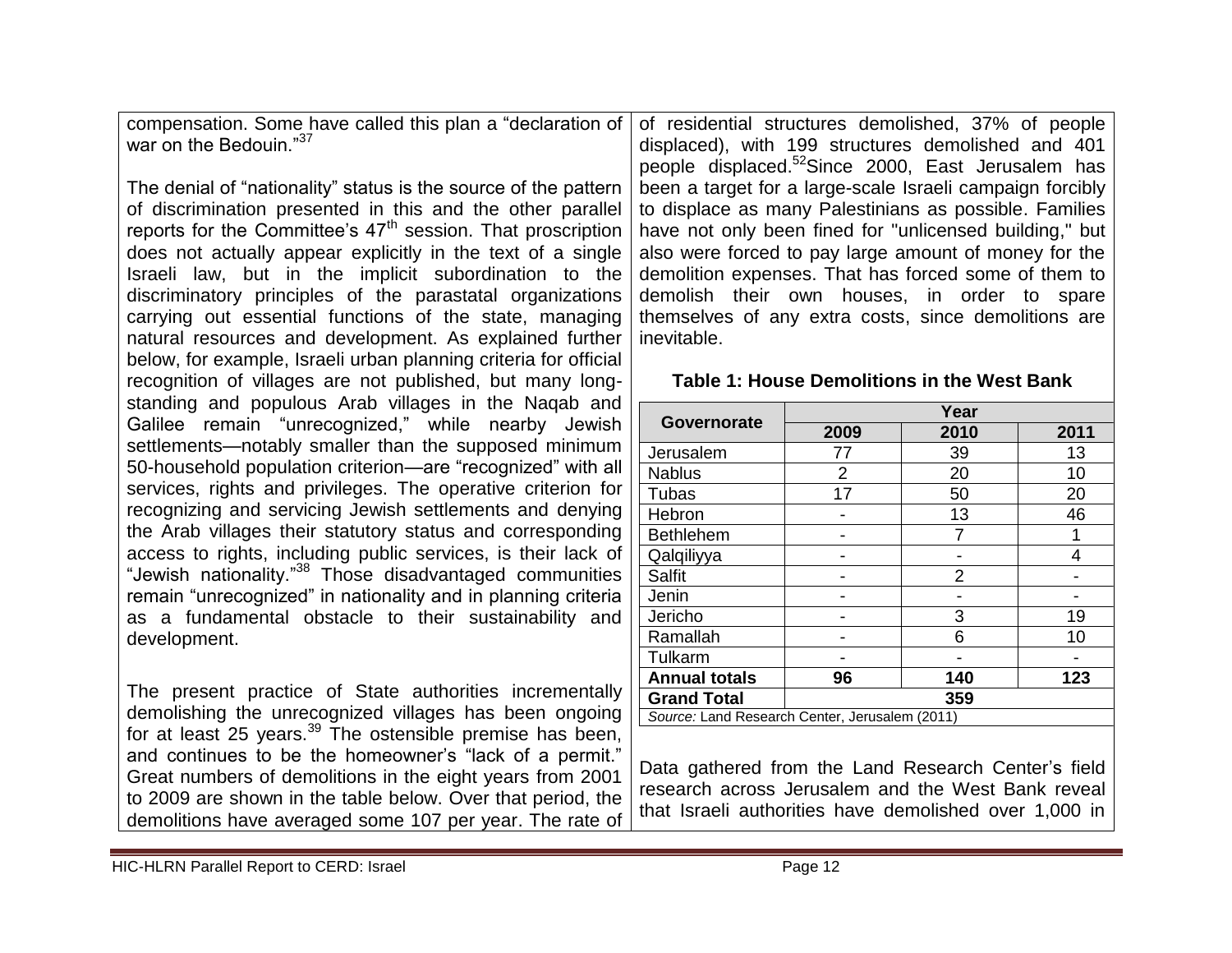compensation. Some have called this plan a "declaration of war on the Bedouin."[37]

The denial of "nationality" status is the source of the pattern of discrimination presented in this and the other parallel reports for the Committee's 47th session. That proscription does not actually appear explicitly in the text of a single Israeli law, but in the implicit subordination to the discriminatory principles of the parastatal organizations carrying out essential functions of the state, managing natural resources and development. As explained further below, for example, Israeli urban planning criteria for official recognition of villages are not published, but many long-standing and populous Arab villages in the Naqab and Galilee remain "unrecognized," while nearby Jewish settlements—notably smaller than the supposed minimum 50-household population criterion—are "recognized" with all services, rights and privileges. The operative criterion for recognizing and servicing Jewish settlements and denying the Arab villages their statutory status and corresponding access to rights, including public services, is their lack of "Jewish nationality."[38] Those disadvantaged communities remain "unrecognized" in nationality and in planning criteria as a fundamental obstacle to their sustainability and development.

The present practice of State authorities incrementally demolishing the unrecognized villages has been ongoing for at least 25 years.[39] The ostensible premise has been, and continues to be the homeowner's "lack of a permit." Great numbers of demolitions in the eight years from 2001 to 2009 are shown in the table below. Over that period, the demolitions have averaged some 107 per year. The rate of of residential structures demolished, 37% of people displaced), with 199 structures demolished and 401 people displaced.[52]Since 2000, East Jerusalem has been a target for a large-scale Israeli campaign forcibly to displace as many Palestinians as possible. Families have not only been fined for "unlicensed building," but also were forced to pay large amount of money for the demolition expenses. That has forced some of them to demolish their own houses, in order to spare themselves of any extra costs, since demolitions are inevitable.

**Table 1: House Demolitions in the West Bank**

| Governorate | Year | | |
|---|---|---|---|
| | **2009** | **2010** | **2011** |
| Jerusalem | 77 | 39 | 13 |
| Nablus | 2 | 20 | 10 |
| Tubas | 17 | 50 | 20 |
| Hebron | - | 13 | 46 |
| Bethlehem | - | 7 | 1 |
| Qalqiliyya | - | - | 4 |
| Salfit | - | 2 | - |
| Jenin | - | - | - |
| Jericho | - | 3 | 19 |
| Ramallah | - | 6 | 10 |
| Tulkarm | - | - | - |
| **Annual totals** | **96** | **140** | **123** |
| **Grand Total** | **359** | | |

*Source:* Land Research Center, Jerusalem (2011)

Data gathered from the Land Research Center's field research across Jerusalem and the West Bank reveal that Israeli authorities have demolished over 1,000 in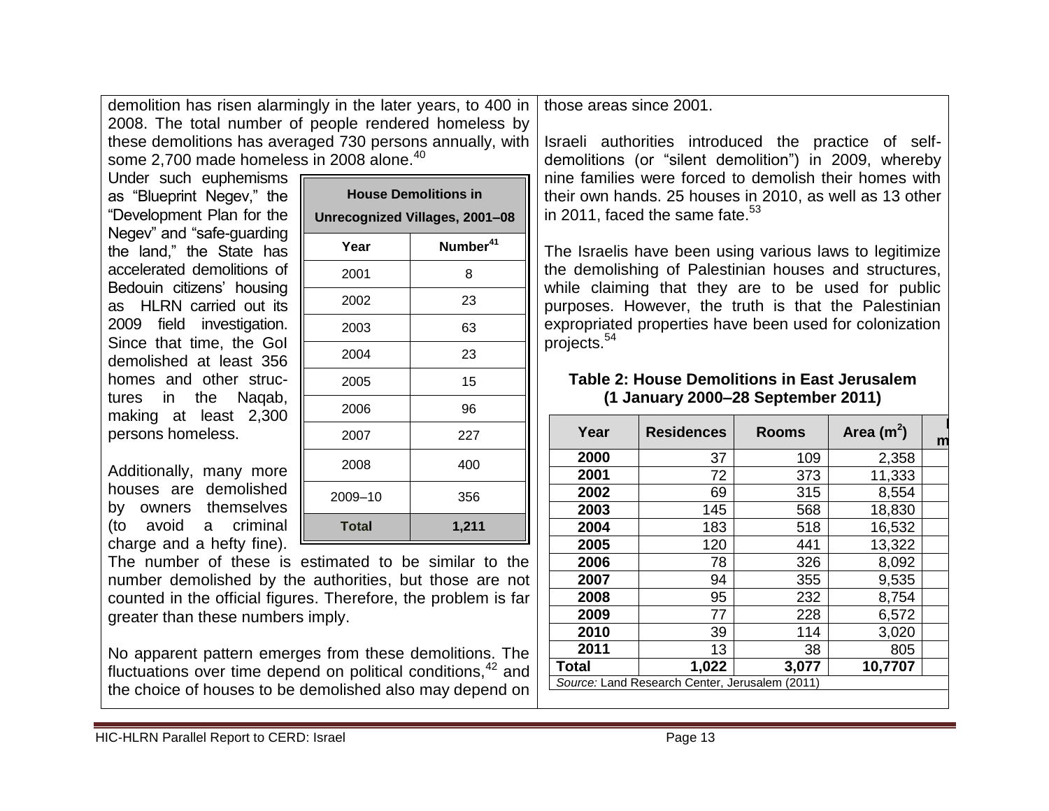demolition has risen alarmingly in the later years, to 400 in 2008. The total number of people rendered homeless by these demolitions has averaged 730 persons annually, with some 2,700 made homeless in 2008 alone.[40]

Under such euphemisms as "Blueprint Negev," the "Development Plan for the Negev" and "safe-guarding the land," the State has accelerated demolitions of Bedouin citizens' housing as HLRN carried out its 2009 field investigation. Since that time, the GoI demolished at least 356 homes and other structures in the Naqab, making at least 2,300 persons homeless.

| House Demolitions in Unrecognized Villages, 2001–08 | |
|---|---|
| **Year** | **Number[41]** |
| 2001 | 8 |
| 2002 | 23 |
| 2003 | 63 |
| 2004 | 23 |
| 2005 | 15 |
| 2006 | 96 |
| 2007 | 227 |
| 2008 | 400 |
| 2009–10 | 356 |
| **Total** | **1,211** |

Additionally, many more houses are demolished by owners themselves (to avoid a criminal charge and a hefty fine). The number of these is estimated to be similar to the number demolished by the authorities, but those are not counted in the official figures. Therefore, the problem is far greater than these numbers imply.

No apparent pattern emerges from these demolitions. The fluctuations over time depend on political conditions,[42] and the choice of houses to be demolished also may depend on those areas since 2001.

Israeli authorities introduced the practice of self-demolitions (or "silent demolition") in 2009, whereby nine families were forced to demolish their homes with their own hands. 25 houses in 2010, as well as 13 other in 2011, faced the same fate.[53]

The Israelis have been using various laws to legitimize the demolishing of Palestinian houses and structures, while claiming that they are to be used for public purposes. However, the truth is that the Palestinian expropriated properties have been used for colonization projects.[54]

**Table 2: House Demolitions in East Jerusalem (1 January 2000–28 September 2011)**

| Year | Residences | Rooms | Area ($m^2$) |
|---|---|---|---|
| **2000** | 37 | 109 | 2,358 |
| **2001** | 72 | 373 | 11,333 |
| **2002** | 69 | 315 | 8,554 |
| **2003** | 145 | 568 | 18,830 |
| **2004** | 183 | 518 | 16,532 |
| **2005** | 120 | 441 | 13,322 |
| **2006** | 78 | 326 | 8,092 |
| **2007** | 94 | 355 | 9,535 |
| **2008** | 95 | 232 | 8,754 |
| **2009** | 77 | 228 | 6,572 |
| **2010** | 39 | 114 | 3,020 |
| **2011** | 13 | 38 | 805 |
| **Total** | **1,022** | **3,077** | **10,7707** |

*Source:* Land Research Center, Jerusalem (2011)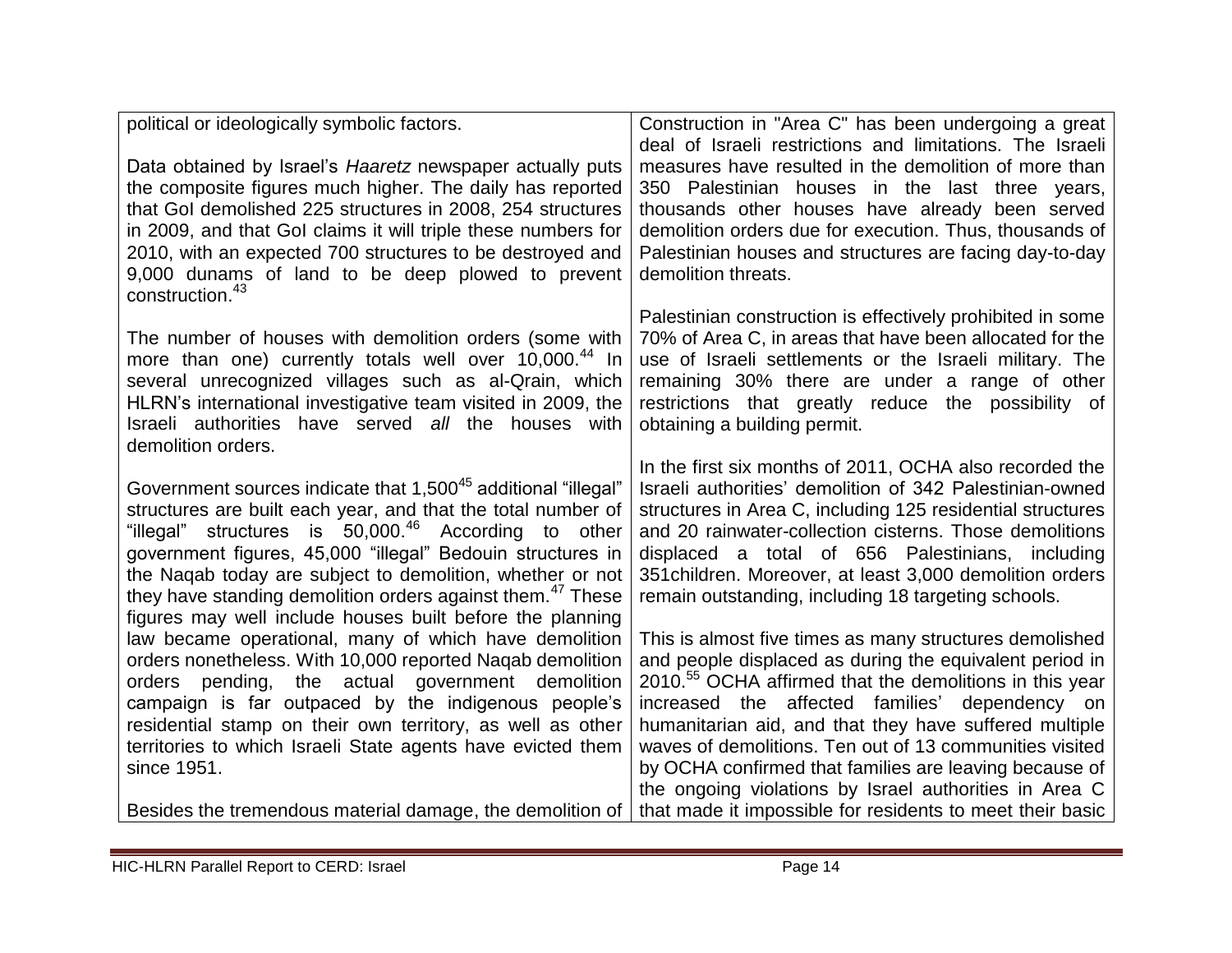political or ideologically symbolic factors.

Data obtained by Israel's *Haaretz* newspaper actually puts the composite figures much higher. The daily has reported that GoI demolished 225 structures in 2008, 254 structures in 2009, and that GoI claims it will triple these numbers for 2010, with an expected 700 structures to be destroyed and 9,000 dunams of land to be deep plowed to prevent construction.[43]

The number of houses with demolition orders (some with more than one) currently totals well over 10,000.[44] In several unrecognized villages such as al-Qrain, which HLRN's international investigative team visited in 2009, the Israeli authorities have served *all* the houses with demolition orders.

Government sources indicate that 1,500[45] additional "illegal" structures are built each year, and that the total number of "illegal" structures is 50,000.[46] According to other government figures, 45,000 "illegal" Bedouin structures in the Naqab today are subject to demolition, whether or not they have standing demolition orders against them.[47] These figures may well include houses built before the planning law became operational, many of which have demolition orders nonetheless. With 10,000 reported Naqab demolition orders pending, the actual government demolition campaign is far outpaced by the indigenous people's residential stamp on their own territory, as well as other territories to which Israeli State agents have evicted them since 1951.

Besides the tremendous material damage, the demolition of

Construction in "Area C" has been undergoing a great deal of Israeli restrictions and limitations. The Israeli measures have resulted in the demolition of more than 350 Palestinian houses in the last three years, thousands other houses have already been served demolition orders due for execution. Thus, thousands of Palestinian houses and structures are facing day-to-day demolition threats.

Palestinian construction is effectively prohibited in some 70% of Area C, in areas that have been allocated for the use of Israeli settlements or the Israeli military. The remaining 30% there are under a range of other restrictions that greatly reduce the possibility of obtaining a building permit.

In the first six months of 2011, OCHA also recorded the Israeli authorities' demolition of 342 Palestinian-owned structures in Area C, including 125 residential structures and 20 rainwater-collection cisterns. Those demolitions displaced a total of 656 Palestinians, including 351children. Moreover, at least 3,000 demolition orders remain outstanding, including 18 targeting schools.

This is almost five times as many structures demolished and people displaced as during the equivalent period in 2010.[55] OCHA affirmed that the demolitions in this year increased the affected families' dependency on humanitarian aid, and that they have suffered multiple waves of demolitions. Ten out of 13 communities visited by OCHA confirmed that families are leaving because of the ongoing violations by Israel authorities in Area C that made it impossible for residents to meet their basic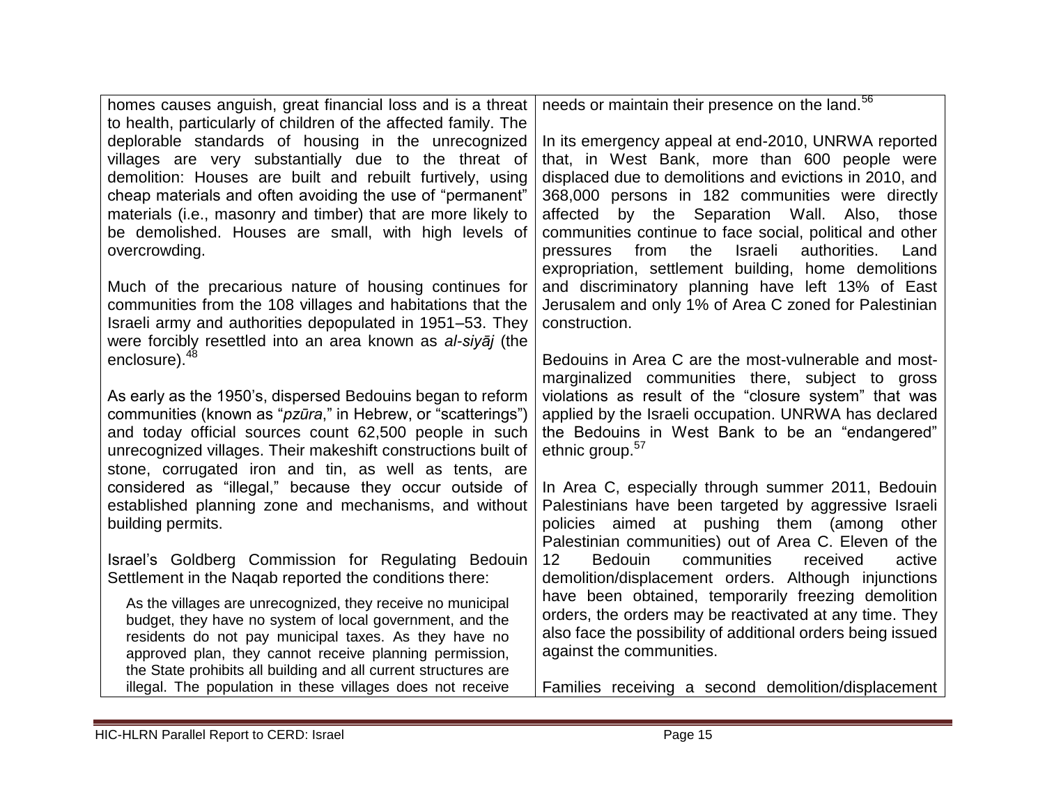homes causes anguish, great financial loss and is a threat to health, particularly of children of the affected family. The deplorable standards of housing in the unrecognized villages are very substantially due to the threat of demolition: Houses are built and rebuilt furtively, using cheap materials and often avoiding the use of "permanent" materials (i.e., masonry and timber) that are more likely to be demolished. Houses are small, with high levels of overcrowding.

Much of the precarious nature of housing continues for communities from the 108 villages and habitations that the Israeli army and authorities depopulated in 1951–53. They were forcibly resettled into an area known as *al-siyāj* (the enclosure).[48]

As early as the 1950's, dispersed Bedouins began to reform communities (known as "*pzūra*," in Hebrew, or "scatterings") and today official sources count 62,500 people in such unrecognized villages. Their makeshift constructions built of stone, corrugated iron and tin, as well as tents, are considered as "illegal," because they occur outside of established planning zone and mechanisms, and without building permits.

Israel's Goldberg Commission for Regulating Bedouin Settlement in the Naqab reported the conditions there:

> As the villages are unrecognized, they receive no municipal budget, they have no system of local government, and the residents do not pay municipal taxes. As they have no approved plan, they cannot receive planning permission, the State prohibits all building and all current structures are illegal. The population in these villages does not receive needs or maintain their presence on the land.[56]

In its emergency appeal at end-2010, UNRWA reported that, in West Bank, more than 600 people were displaced due to demolitions and evictions in 2010, and 368,000 persons in 182 communities were directly affected by the Separation Wall. Also, those communities continue to face social, political and other pressures from the Israeli authorities. Land expropriation, settlement building, home demolitions and discriminatory planning have left 13% of East Jerusalem and only 1% of Area C zoned for Palestinian construction.

Bedouins in Area C are the most-vulnerable and most-marginalized communities there, subject to gross violations as result of the "closure system" that was applied by the Israeli occupation. UNRWA has declared the Bedouins in West Bank to be an "endangered" ethnic group.[57]

In Area C, especially through summer 2011, Bedouin Palestinians have been targeted by aggressive Israeli policies aimed at pushing them (among other Palestinian communities) out of Area C. Eleven of the 12 Bedouin communities received active demolition/displacement orders. Although injunctions have been obtained, temporarily freezing demolition orders, the orders may be reactivated at any time. They also face the possibility of additional orders being issued against the communities.

Families receiving a second demolition/displacement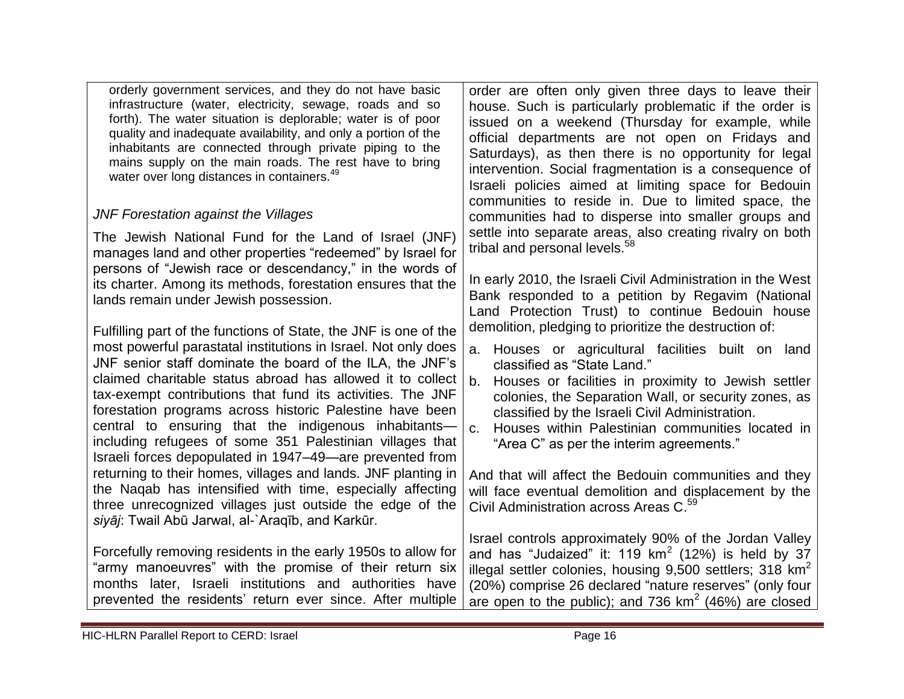orderly government services, and they do not have basic infrastructure (water, electricity, sewage, roads and so forth). The water situation is deplorable; water is of poor quality and inadequate availability, and only a portion of the inhabitants are connected through private piping to the mains supply on the main roads. The rest have to bring water over long distances in containers.[49]

*JNF Forestation against the Villages*

The Jewish National Fund for the Land of Israel (JNF) manages land and other properties "redeemed" by Israel for persons of "Jewish race or descendancy," in the words of its charter. Among its methods, forestation ensures that the lands remain under Jewish possession.

Fulfilling part of the functions of State, the JNF is one of the most powerful parastatal institutions in Israel. Not only does JNF senior staff dominate the board of the ILA, the JNF's claimed charitable status abroad has allowed it to collect tax-exempt contributions that fund its activities. The JNF forestation programs across historic Palestine have been central to ensuring that the indigenous inhabitants—including refugees of some 351 Palestinian villages that Israeli forces depopulated in 1947–49—are prevented from returning to their homes, villages and lands. JNF planting in the Naqab has intensified with time, especially affecting three unrecognized villages just outside the edge of the *siyāj*: Twail Abū Jarwal, al-`Araqīb, and Karkūr.

Forcefully removing residents in the early 1950s to allow for "army manoeuvres" with the promise of their return six months later, Israeli institutions and authorities have prevented the residents' return ever since. After multiple

order are often only given three days to leave their house. Such is particularly problematic if the order is issued on a weekend (Thursday for example, while official departments are not open on Fridays and Saturdays), as then there is no opportunity for legal intervention. Social fragmentation is a consequence of Israeli policies aimed at limiting space for Bedouin communities to reside in. Due to limited space, the communities had to disperse into smaller groups and settle into separate areas, also creating rivalry on both tribal and personal levels.[58]

In early 2010, the Israeli Civil Administration in the West Bank responded to a petition by Regavim (National Land Protection Trust) to continue Bedouin house demolition, pledging to prioritize the destruction of:

a. Houses or agricultural facilities built on land classified as "State Land."
b. Houses or facilities in proximity to Jewish settler colonies, the Separation Wall, or security zones, as classified by the Israeli Civil Administration.
c. Houses within Palestinian communities located in "Area C" as per the interim agreements."

And that will affect the Bedouin communities and they will face eventual demolition and displacement by the Civil Administration across Areas C.[59]

Israel controls approximately 90% of the Jordan Valley and has "Judaized" it: 119 km$^2$ (12%) is held by 37 illegal settler colonies, housing 9,500 settlers; 318 km$^2$ (20%) comprise 26 declared "nature reserves" (only four are open to the public); and 736 km$^2$ (46%) are closed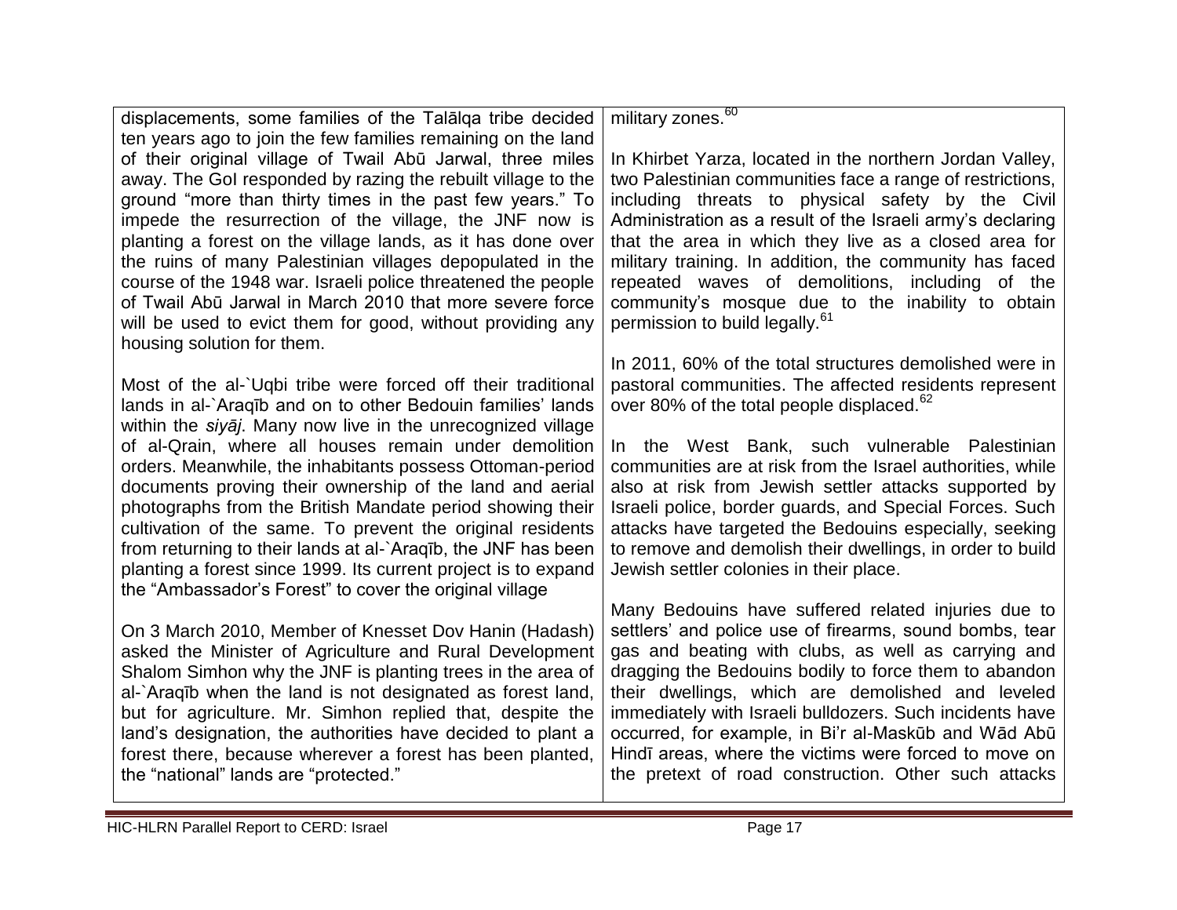displacements, some families of the Talālqa tribe decided ten years ago to join the few families remaining on the land of their original village of Twail Abū Jarwal, three miles away. The GoI responded by razing the rebuilt village to the ground "more than thirty times in the past few years." To impede the resurrection of the village, the JNF now is planting a forest on the village lands, as it has done over the ruins of many Palestinian villages depopulated in the course of the 1948 war. Israeli police threatened the people of Twail Abū Jarwal in March 2010 that more severe force will be used to evict them for good, without providing any housing solution for them.

Most of the al-`Uqbi tribe were forced off their traditional lands in al-`Araqīb and on to other Bedouin families' lands within the *siyāj*. Many now live in the unrecognized village of al-Qrain, where all houses remain under demolition orders. Meanwhile, the inhabitants possess Ottoman-period documents proving their ownership of the land and aerial photographs from the British Mandate period showing their cultivation of the same. To prevent the original residents from returning to their lands at al-`Araqīb, the JNF has been planting a forest since 1999. Its current project is to expand the "Ambassador's Forest" to cover the original village

On 3 March 2010, Member of Knesset Dov Hanin (Hadash) asked the Minister of Agriculture and Rural Development Shalom Simhon why the JNF is planting trees in the area of al-`Araqīb when the land is not designated as forest land, but for agriculture. Mr. Simhon replied that, despite the land's designation, the authorities have decided to plant a forest there, because wherever a forest has been planted, the "national" lands are "protected."

military zones.[60]

In Khirbet Yarza, located in the northern Jordan Valley, two Palestinian communities face a range of restrictions, including threats to physical safety by the Civil Administration as a result of the Israeli army's declaring that the area in which they live as a closed area for military training. In addition, the community has faced repeated waves of demolitions, including of the community's mosque due to the inability to obtain permission to build legally.[61]

In 2011, 60% of the total structures demolished were in pastoral communities. The affected residents represent over 80% of the total people displaced.[62]

In the West Bank, such vulnerable Palestinian communities are at risk from the Israel authorities, while also at risk from Jewish settler attacks supported by Israeli police, border guards, and Special Forces. Such attacks have targeted the Bedouins especially, seeking to remove and demolish their dwellings, in order to build Jewish settler colonies in their place.

Many Bedouins have suffered related injuries due to settlers' and police use of firearms, sound bombs, tear gas and beating with clubs, as well as carrying and dragging the Bedouins bodily to force them to abandon their dwellings, which are demolished and leveled immediately with Israeli bulldozers. Such incidents have occurred, for example, in Bi'r al-Maskūb and Wād Abū Hindī areas, where the victims were forced to move on the pretext of road construction. Other such attacks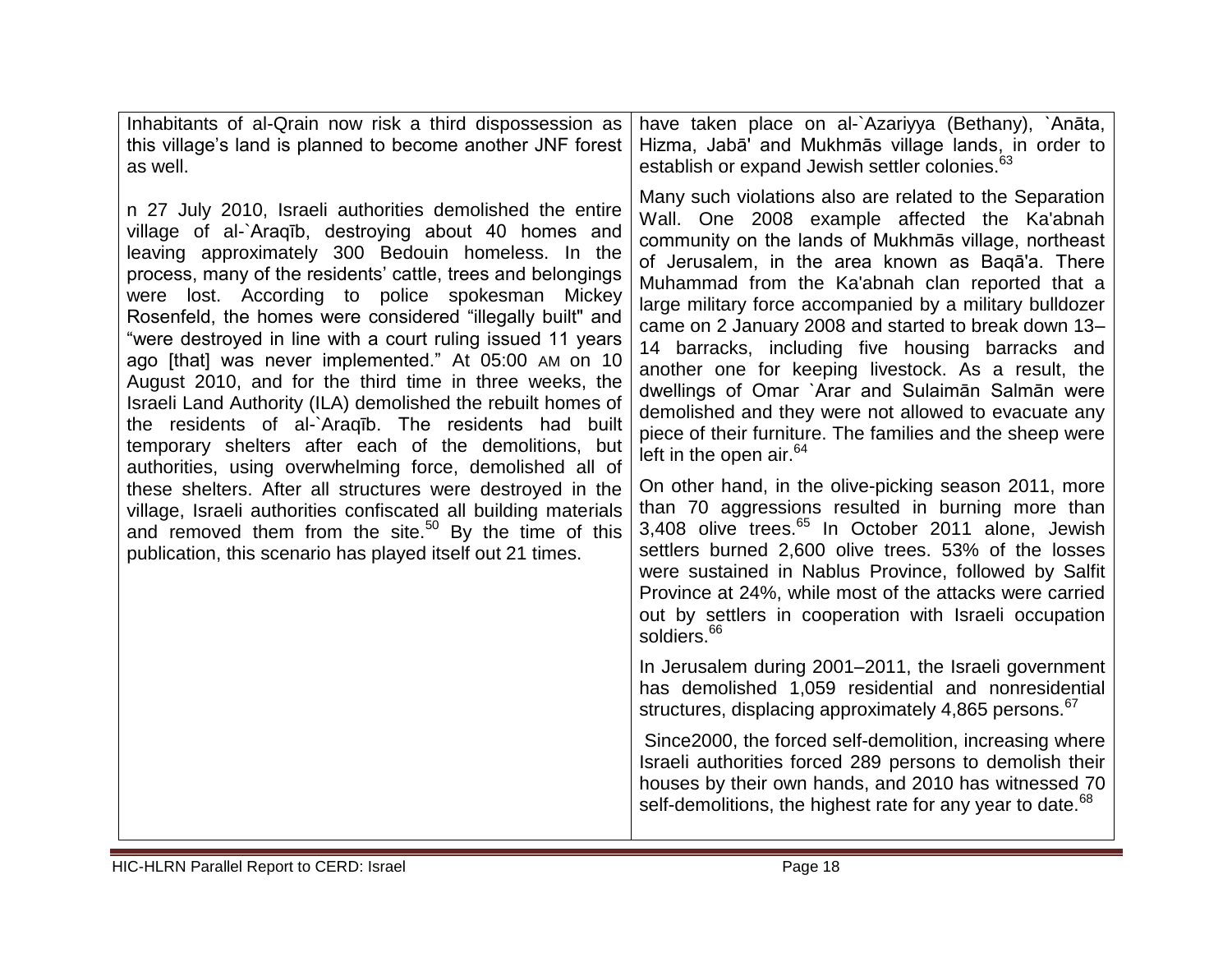Inhabitants of al-Qrain now risk a third dispossession as this village's land is planned to become another JNF forest as well.

n 27 July 2010, Israeli authorities demolished the entire village of al-`Araqīb, destroying about 40 homes and leaving approximately 300 Bedouin homeless. In the process, many of the residents' cattle, trees and belongings were lost. According to police spokesman Mickey Rosenfeld, the homes were considered "illegally built" and "were destroyed in line with a court ruling issued 11 years ago [that] was never implemented." At 05:00 AM on 10 August 2010, and for the third time in three weeks, the Israeli Land Authority (ILA) demolished the rebuilt homes of the residents of al-`Araqīb. The residents had built temporary shelters after each of the demolitions, but authorities, using overwhelming force, demolished all of these shelters. After all structures were destroyed in the village, Israeli authorities confiscated all building materials and removed them from the site.[50] By the time of this publication, this scenario has played itself out 21 times.

have taken place on al-`Azariyya (Bethany), `Anāta, Hizma, Jabā' and Mukhmās village lands, in order to establish or expand Jewish settler colonies.[63]

Many such violations also are related to the Separation Wall. One 2008 example affected the Ka'abnah community on the lands of Mukhmās village, northeast of Jerusalem, in the area known as Baqā'a. There Muhammad from the Ka'abnah clan reported that a large military force accompanied by a military bulldozer came on 2 January 2008 and started to break down 13–14 barracks, including five housing barracks and another one for keeping livestock. As a result, the dwellings of Omar `Arar and Sulaimān Salmān were demolished and they were not allowed to evacuate any piece of their furniture. The families and the sheep were left in the open air.[64]

On other hand, in the olive-picking season 2011, more than 70 aggressions resulted in burning more than 3,408 olive trees.[65] In October 2011 alone, Jewish settlers burned 2,600 olive trees. 53% of the losses were sustained in Nablus Province, followed by Salfit Province at 24%, while most of the attacks were carried out by settlers in cooperation with Israeli occupation soldiers.[66]

In Jerusalem during 2001–2011, the Israeli government has demolished 1,059 residential and nonresidential structures, displacing approximately 4,865 persons.[67]

Since2000, the forced self-demolition, increasing where Israeli authorities forced 289 persons to demolish their houses by their own hands, and 2010 has witnessed 70 self-demolitions, the highest rate for any year to date.[68]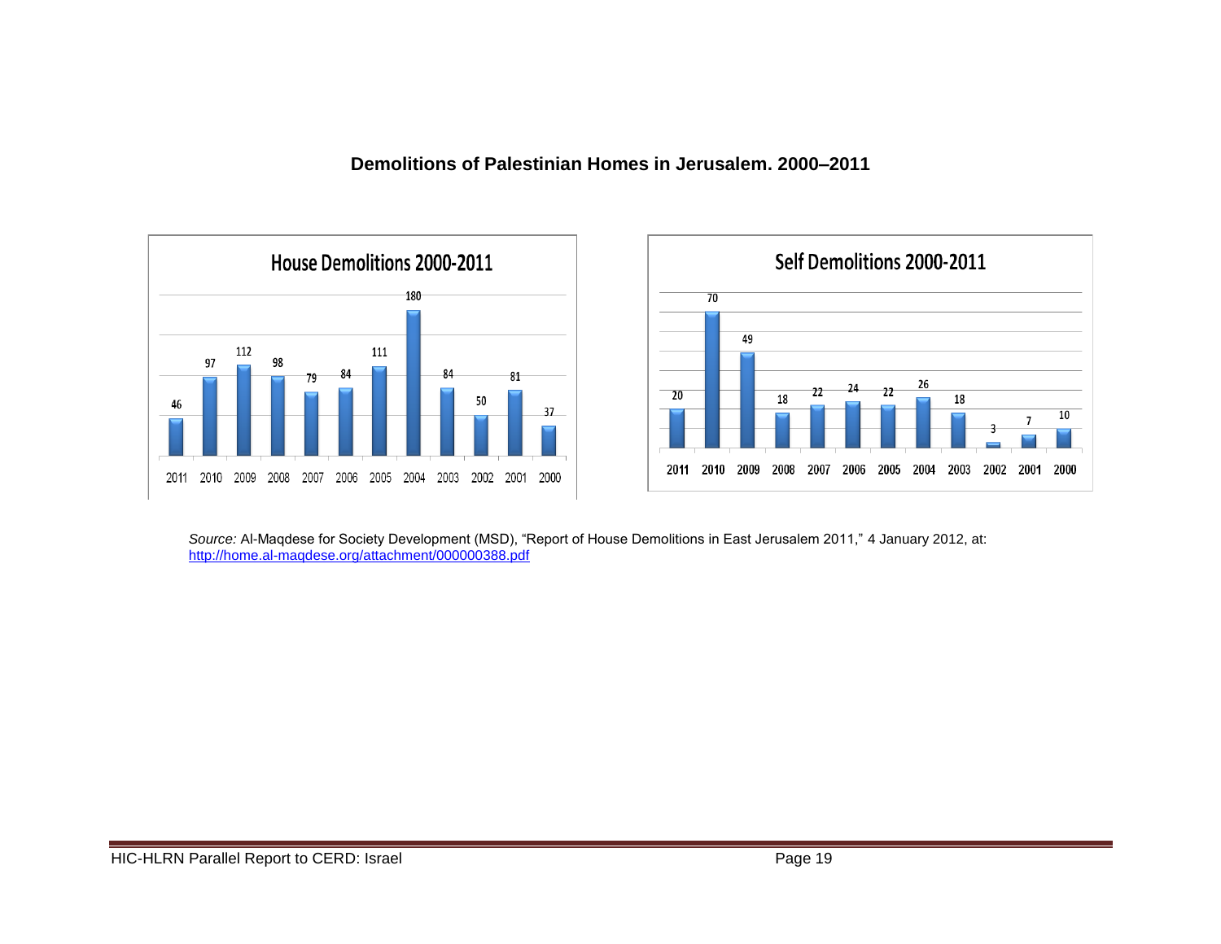**Demolitions of Palestinian Homes in Jerusalem. 2000–2011**

**House Demolitions 2000-2011**

| Year | 2011 | 2010 | 2009 | 2008 | 2007 | 2006 | 2005 | 2004 | 2003 | 2002 | 2001 | 2000 |
|---|---|---|---|---|---|---|---|---|---|---|---|---|
| Demolitions | 46 | 97 | 112 | 98 | 79 | 84 | 111 | 180 | 84 | 50 | 81 | 37 |

**Self Demolitions 2000-2011**

| Year | 2011 | 2010 | 2009 | 2008 | 2007 | 2006 | 2005 | 2004 | 2003 | 2002 | 2001 | 2000 |
|---|---|---|---|---|---|---|---|---|---|---|---|---|
| Self Demolitions | 20 | 70 | 49 | 18 | 22 | 24 | 22 | 26 | 18 | 3 | 7 | 10 |

*Source:* Al-Maqdese for Society Development (MSD), "Report of House Demolitions in East Jerusalem 2011," 4 January 2012, at: http://home.al-maqdese.org/attachment/000000388.pdf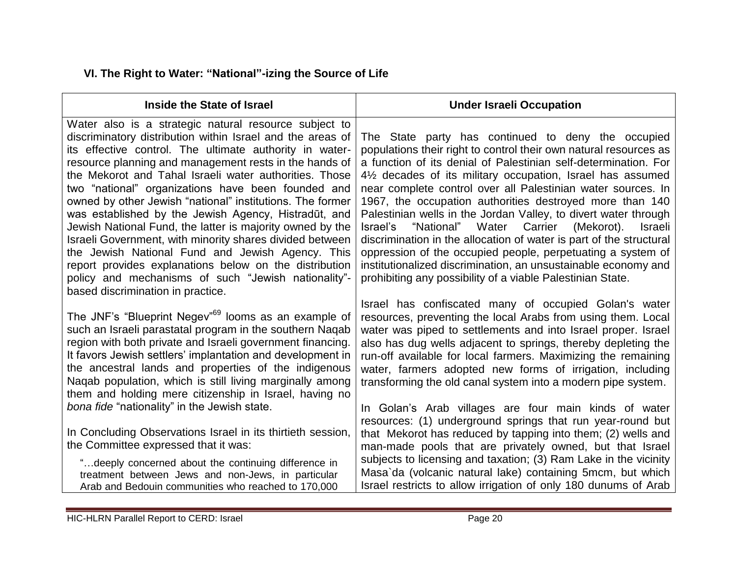## VI. The Right to Water: "National"-izing the Source of Life

| Inside the State of Israel | Under Israeli Occupation |
|---|---|
| Water also is a strategic natural resource subject to discriminatory distribution within Israel and the areas of its effective control. The ultimate authority in water-resource planning and management rests in the hands of the Mekorot and Tahal Israeli water authorities. Those two "national" organizations have been founded and owned by other Jewish "national" institutions. The former was established by the Jewish Agency, Histradūt, and Jewish National Fund, the latter is majority owned by the Israeli Government, with minority shares divided between the Jewish National Fund and Jewish Agency. This report provides explanations below on the distribution policy and mechanisms of such "Jewish nationality"-based discrimination in practice.<br><br>The JNF's "Blueprint Negev"[69] looms as an example of such an Israeli parastatal program in the southern Naqab region with both private and Israeli government financing. It favors Jewish settlers' implantation and development in the ancestral lands and properties of the indigenous Naqab population, which is still living marginally among them and holding mere citizenship in Israel, having no *bona fide* "nationality" in the Jewish state.<br><br>In Concluding Observations Israel in its thirtieth session, the Committee expressed that it was:<br><br>"…deeply concerned about the continuing difference in treatment between Jews and non-Jews, in particular Arab and Bedouin communities who reached to 170,000 | The State party has continued to deny the occupied populations their right to control their own natural resources as a function of its denial of Palestinian self-determination. For 4½ decades of its military occupation, Israel has assumed near complete control over all Palestinian water sources. In 1967, the occupation authorities destroyed more than 140 Palestinian wells in the Jordan Valley, to divert water through Israel's "National" Water Carrier (Mekorot). Israeli discrimination in the allocation of water is part of the structural oppression of the occupied people, perpetuating a system of institutionalized discrimination, an unsustainable economy and prohibiting any possibility of a viable Palestinian State.<br><br>Israel has confiscated many of occupied Golan's water resources, preventing the local Arabs from using them. Local water was piped to settlements and into Israel proper. Israel also has dug wells adjacent to springs, thereby depleting the run-off available for local farmers. Maximizing the remaining water, farmers adopted new forms of irrigation, including transforming the old canal system into a modern pipe system.<br><br>In Golan's Arab villages are four main kinds of water resources: (1) underground springs that run year-round but that Mekorot has reduced by tapping into them; (2) wells and man-made pools that are privately owned, but that Israel subjects to licensing and taxation; (3) Ram Lake in the vicinity Masa`da (volcanic natural lake) containing 5mcm, but which Israel restricts to allow irrigation of only 180 dunums of Arab |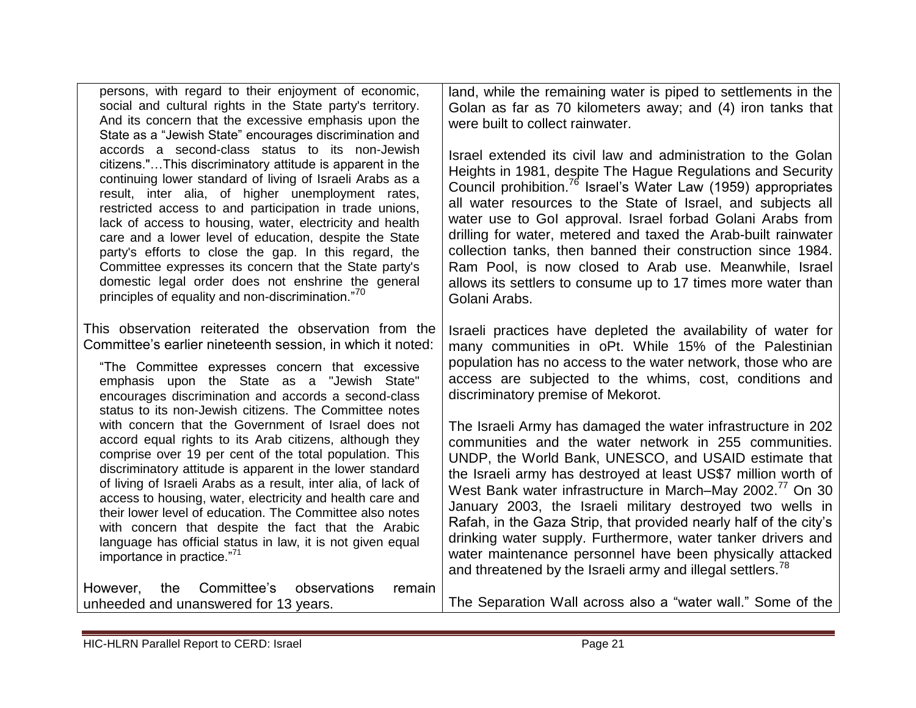> persons, with regard to their enjoyment of economic, social and cultural rights in the State party's territory. And its concern that the excessive emphasis upon the State as a "Jewish State" encourages discrimination and accords a second-class status to its non-Jewish citizens."…This discriminatory attitude is apparent in the continuing lower standard of living of Israeli Arabs as a result, inter alia, of higher unemployment rates, restricted access to and participation in trade unions, lack of access to housing, water, electricity and health care and a lower level of education, despite the State party's efforts to close the gap. In this regard, the Committee expresses its concern that the State party's domestic legal order does not enshrine the general principles of equality and non-discrimination."[70]

This observation reiterated the observation from the Committee's earlier nineteenth session, in which it noted:

> "The Committee expresses concern that excessive emphasis upon the State as a "Jewish State" encourages discrimination and accords a second-class status to its non-Jewish citizens. The Committee notes with concern that the Government of Israel does not accord equal rights to its Arab citizens, although they comprise over 19 per cent of the total population. This discriminatory attitude is apparent in the lower standard of living of Israeli Arabs as a result, inter alia, of lack of access to housing, water, electricity and health care and their lower level of education. The Committee also notes with concern that despite the fact that the Arabic language has official status in law, it is not given equal importance in practice."[71]

However, the Committee's observations remain unheeded and unanswered for 13 years.

land, while the remaining water is piped to settlements in the Golan as far as 70 kilometers away; and (4) iron tanks that were built to collect rainwater.

Israel extended its civil law and administration to the Golan Heights in 1981, despite The Hague Regulations and Security Council prohibition.[76] Israel's Water Law (1959) appropriates all water resources to the State of Israel, and subjects all water use to GoI approval. Israel forbad Golani Arabs from drilling for water, metered and taxed the Arab-built rainwater collection tanks, then banned their construction since 1984. Ram Pool, is now closed to Arab use. Meanwhile, Israel allows its settlers to consume up to 17 times more water than Golani Arabs.

Israeli practices have depleted the availability of water for many communities in oPt. While 15% of the Palestinian population has no access to the water network, those who are access are subjected to the whims, cost, conditions and discriminatory premise of Mekorot.

The Israeli Army has damaged the water infrastructure in 202 communities and the water network in 255 communities. UNDP, the World Bank, UNESCO, and USAID estimate that the Israeli army has destroyed at least US$7 million worth of West Bank water infrastructure in March–May 2002.[77] On 30 January 2003, the Israeli military destroyed two wells in Rafah, in the Gaza Strip, that provided nearly half of the city's drinking water supply. Furthermore, water tanker drivers and water maintenance personnel have been physically attacked and threatened by the Israeli army and illegal settlers.[78]

The Separation Wall across also a "water wall." Some of the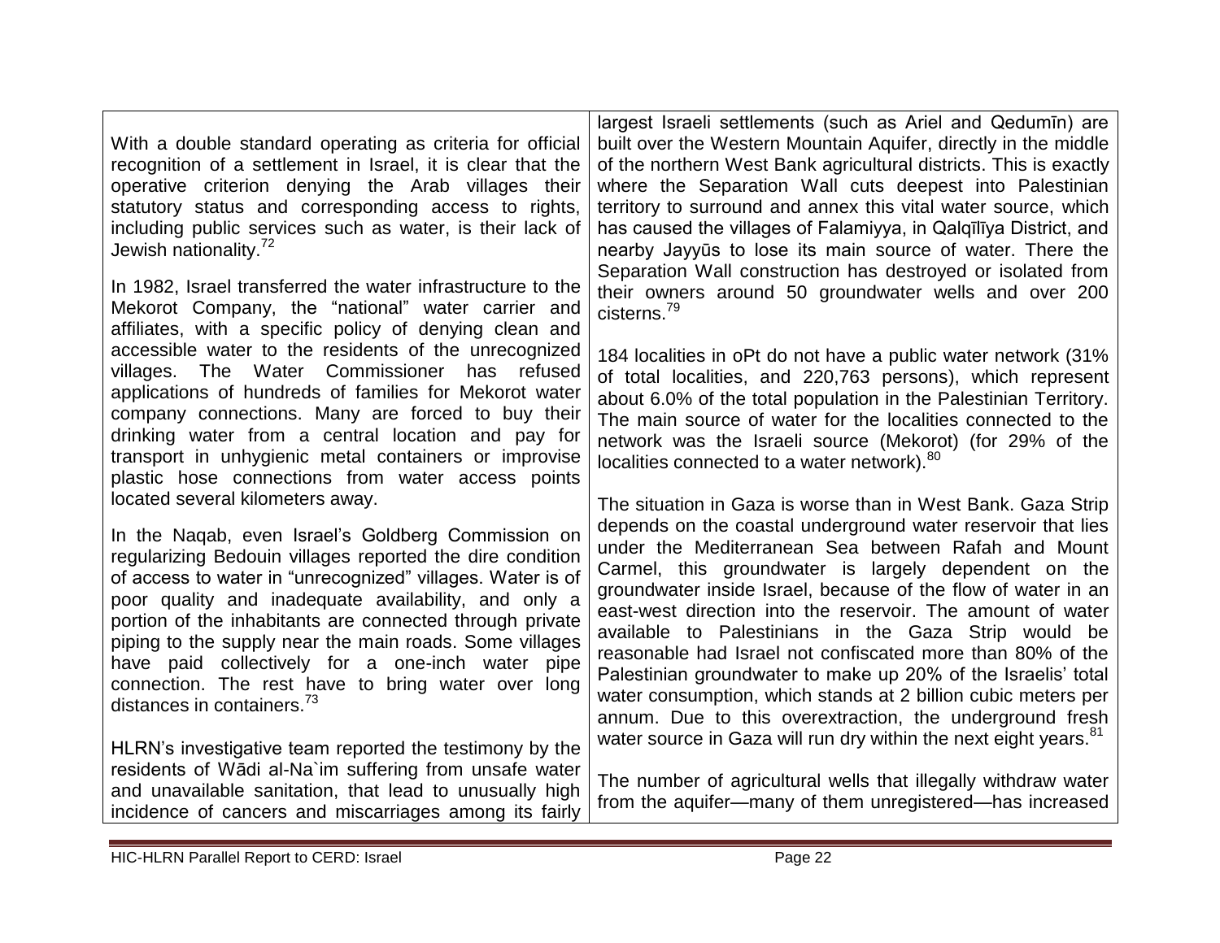With a double standard operating as criteria for official recognition of a settlement in Israel, it is clear that the operative criterion denying the Arab villages their statutory status and corresponding access to rights, including public services such as water, is their lack of Jewish nationality.[72]

In 1982, Israel transferred the water infrastructure to the Mekorot Company, the "national" water carrier and affiliates, with a specific policy of denying clean and accessible water to the residents of the unrecognized villages. The Water Commissioner has refused applications of hundreds of families for Mekorot water company connections. Many are forced to buy their drinking water from a central location and pay for transport in unhygienic metal containers or improvise plastic hose connections from water access points located several kilometers away.

In the Naqab, even Israel's Goldberg Commission on regularizing Bedouin villages reported the dire condition of access to water in "unrecognized" villages. Water is of poor quality and inadequate availability, and only a portion of the inhabitants are connected through private piping to the supply near the main roads. Some villages have paid collectively for a one-inch water pipe connection. The rest have to bring water over long distances in containers.[73]

HLRN's investigative team reported the testimony by the residents of Wādi al-Na`im suffering from unsafe water and unavailable sanitation, that lead to unusually high incidence of cancers and miscarriages among its fairly largest Israeli settlements (such as Ariel and Qedumīn) are built over the Western Mountain Aquifer, directly in the middle of the northern West Bank agricultural districts. This is exactly where the Separation Wall cuts deepest into Palestinian territory to surround and annex this vital water source, which has caused the villages of Falamiyya, in Qalqīlīya District, and nearby Jayyūs to lose its main source of water. There the Separation Wall construction has destroyed or isolated from their owners around 50 groundwater wells and over 200 cisterns.[79]

184 localities in oPt do not have a public water network (31% of total localities, and 220,763 persons), which represent about 6.0% of the total population in the Palestinian Territory. The main source of water for the localities connected to the network was the Israeli source (Mekorot) (for 29% of the localities connected to a water network).[80]

The situation in Gaza is worse than in West Bank. Gaza Strip depends on the coastal underground water reservoir that lies under the Mediterranean Sea between Rafah and Mount Carmel, this groundwater is largely dependent on the groundwater inside Israel, because of the flow of water in an east-west direction into the reservoir. The amount of water available to Palestinians in the Gaza Strip would be reasonable had Israel not confiscated more than 80% of the Palestinian groundwater to make up 20% of the Israelis' total water consumption, which stands at 2 billion cubic meters per annum. Due to this overextraction, the underground fresh water source in Gaza will run dry within the next eight years.[81]

The number of agricultural wells that illegally withdraw water from the aquifer—many of them unregistered—has increased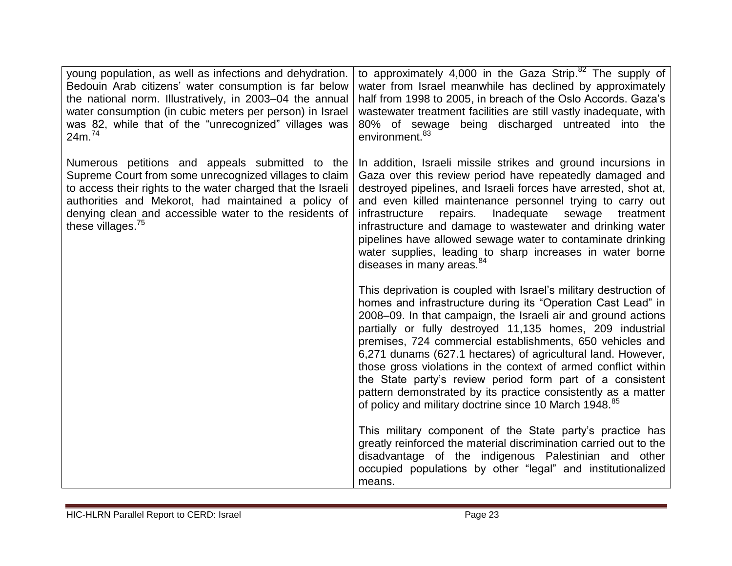| | |
|---|---|
| young population, as well as infections and dehydration. Bedouin Arab citizens' water consumption is far below the national norm. Illustratively, in 2003–04 the annual water consumption (in cubic meters per person) in Israel was 82, while that of the "unrecognized" villages was 24m.[74]<br><br>Numerous petitions and appeals submitted to the Supreme Court from some unrecognized villages to claim to access their rights to the water charged that the Israeli authorities and Mekorot, had maintained a policy of denying clean and accessible water to the residents of these villages.[75] | to approximately 4,000 in the Gaza Strip.[82] The supply of water from Israel meanwhile has declined by approximately half from 1998 to 2005, in breach of the Oslo Accords. Gaza's wastewater treatment facilities are still vastly inadequate, with 80% of sewage being discharged untreated into the environment.[83]<br><br>In addition, Israeli missile strikes and ground incursions in Gaza over this review period have repeatedly damaged and destroyed pipelines, and Israeli forces have arrested, shot at, and even killed maintenance personnel trying to carry out infrastructure repairs. Inadequate sewage treatment infrastructure and damage to wastewater and drinking water pipelines have allowed sewage water to contaminate drinking water supplies, leading to sharp increases in water borne diseases in many areas.[84]<br><br>This deprivation is coupled with Israel's military destruction of homes and infrastructure during its "Operation Cast Lead" in 2008–09. In that campaign, the Israeli air and ground actions partially or fully destroyed 11,135 homes, 209 industrial premises, 724 commercial establishments, 650 vehicles and 6,271 dunams (627.1 hectares) of agricultural land. However, those gross violations in the context of armed conflict within the State party's review period form part of a consistent pattern demonstrated by its practice consistently as a matter of policy and military doctrine since 10 March 1948.[85]<br><br>This military component of the State party's practice has greatly reinforced the material discrimination carried out to the disadvantage of the indigenous Palestinian and other occupied populations by other "legal" and institutionalized means. |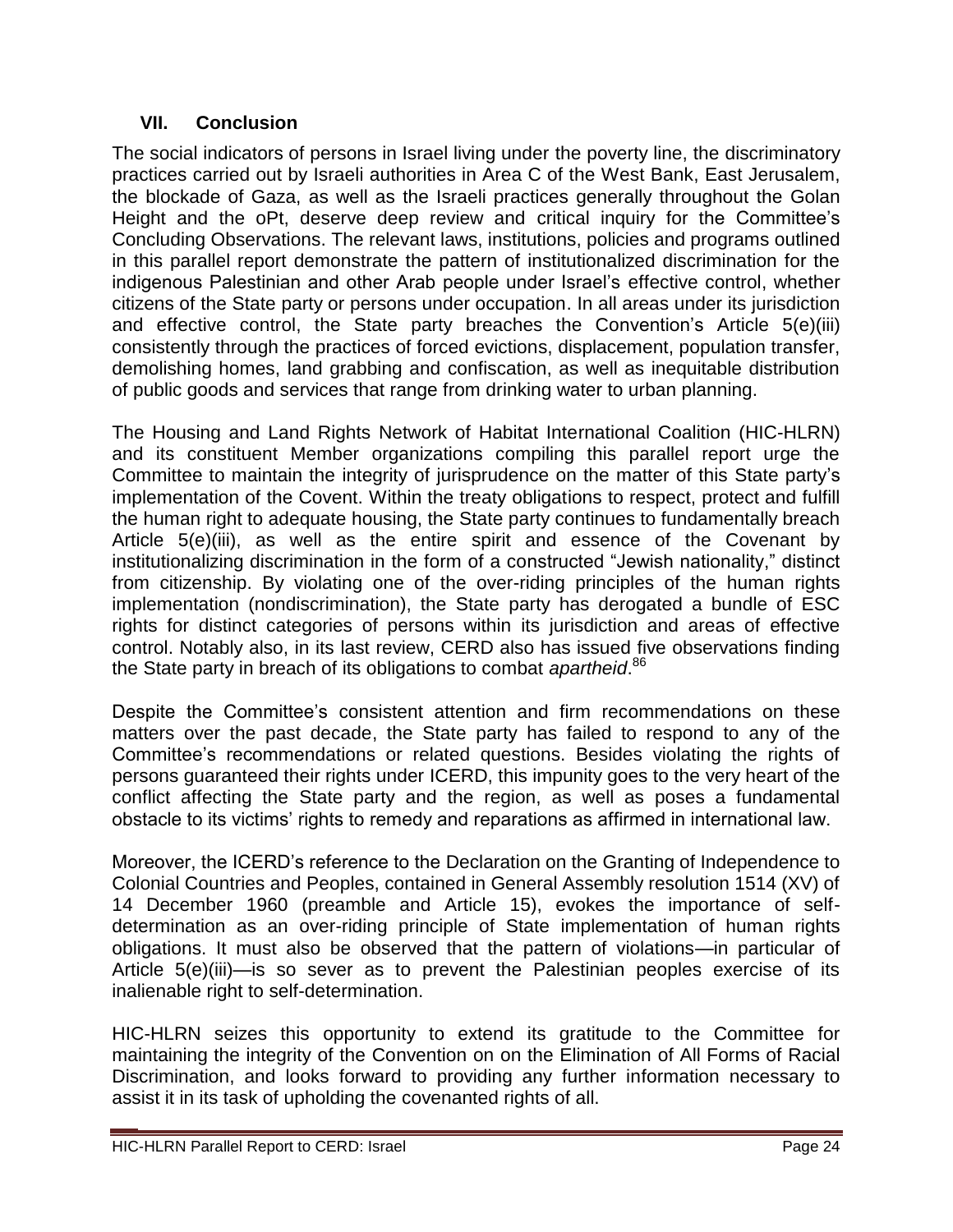## VII. Conclusion

The social indicators of persons in Israel living under the poverty line, the discriminatory practices carried out by Israeli authorities in Area C of the West Bank, East Jerusalem, the blockade of Gaza, as well as the Israeli practices generally throughout the Golan Height and the oPt, deserve deep review and critical inquiry for the Committee's Concluding Observations. The relevant laws, institutions, policies and programs outlined in this parallel report demonstrate the pattern of institutionalized discrimination for the indigenous Palestinian and other Arab people under Israel's effective control, whether citizens of the State party or persons under occupation. In all areas under its jurisdiction and effective control, the State party breaches the Convention's Article 5(e)(iii) consistently through the practices of forced evictions, displacement, population transfer, demolishing homes, land grabbing and confiscation, as well as inequitable distribution of public goods and services that range from drinking water to urban planning.

The Housing and Land Rights Network of Habitat International Coalition (HIC-HLRN) and its constituent Member organizations compiling this parallel report urge the Committee to maintain the integrity of jurisprudence on the matter of this State party's implementation of the Covent. Within the treaty obligations to respect, protect and fulfill the human right to adequate housing, the State party continues to fundamentally breach Article 5(e)(iii), as well as the entire spirit and essence of the Covenant by institutionalizing discrimination in the form of a constructed "Jewish nationality," distinct from citizenship. By violating one of the over-riding principles of the human rights implementation (nondiscrimination), the State party has derogated a bundle of ESC rights for distinct categories of persons within its jurisdiction and areas of effective control. Notably also, in its last review, CERD also has issued five observations finding the State party in breach of its obligations to combat *apartheid*.[86]

Despite the Committee's consistent attention and firm recommendations on these matters over the past decade, the State party has failed to respond to any of the Committee's recommendations or related questions. Besides violating the rights of persons guaranteed their rights under ICERD, this impunity goes to the very heart of the conflict affecting the State party and the region, as well as poses a fundamental obstacle to its victims' rights to remedy and reparations as affirmed in international law.

Moreover, the ICERD's reference to the Declaration on the Granting of Independence to Colonial Countries and Peoples, contained in General Assembly resolution 1514 (XV) of 14 December 1960 (preamble and Article 15), evokes the importance of self-determination as an over-riding principle of State implementation of human rights obligations. It must also be observed that the pattern of violations—in particular of Article 5(e)(iii)—is so sever as to prevent the Palestinian peoples exercise of its inalienable right to self-determination.

HIC-HLRN seizes this opportunity to extend its gratitude to the Committee for maintaining the integrity of the Convention on on the Elimination of All Forms of Racial Discrimination, and looks forward to providing any further information necessary to assist it in its task of upholding the covenanted rights of all.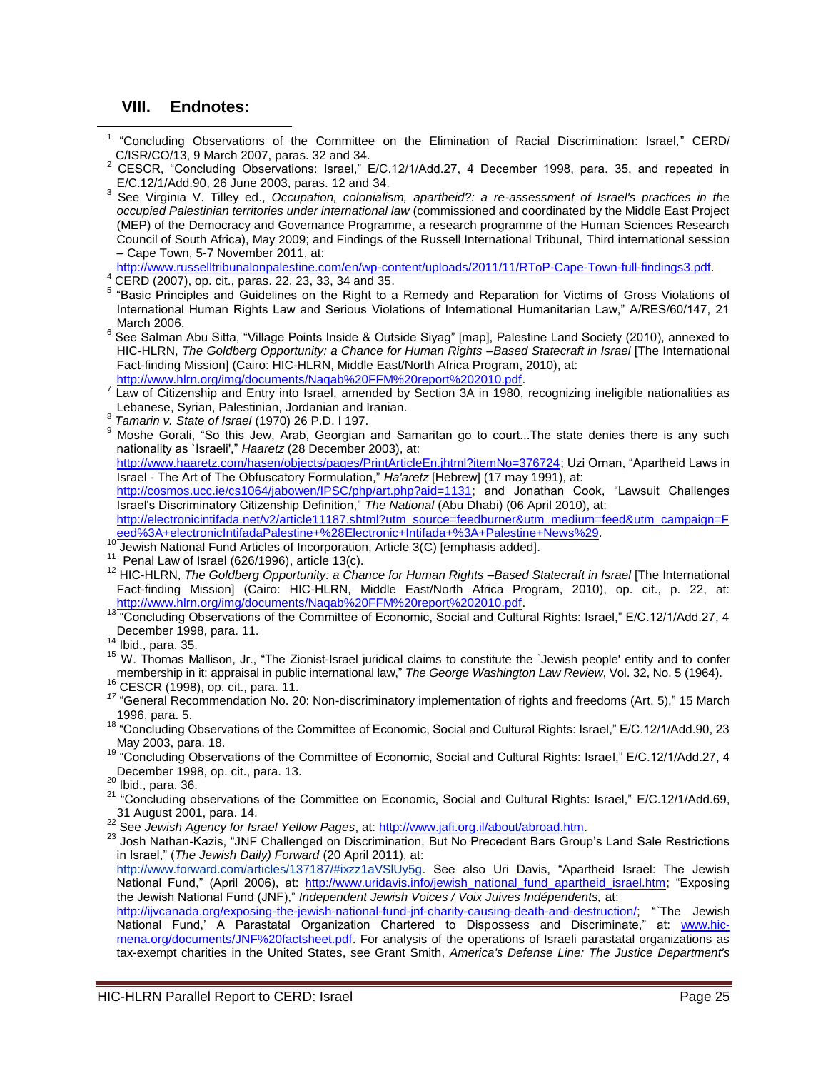## VIII. Endnotes:

[1] "Concluding Observations of the Committee on the Elimination of Racial Discrimination: Israel," CERD/ C/ISR/CO/13, 9 March 2007, paras. 32 and 34.

[2] CESCR, "Concluding Observations: Israel," E/C.12/1/Add.27, 4 December 1998, para. 35, and repeated in E/C.12/1/Add.90, 26 June 2003, paras. 12 and 34.

[3] See Virginia V. Tilley ed., *Occupation, colonialism, apartheid?: a re-assessment of Israel's practices in the occupied Palestinian territories under international law* (commissioned and coordinated by the Middle East Project (MEP) of the Democracy and Governance Programme, a research programme of the Human Sciences Research Council of South Africa), May 2009; and Findings of the Russell International Tribunal, Third international session – Cape Town, 5-7 November 2011, at: http://www.russelltribunalonpalestine.com/en/wp-content/uploads/2011/11/RToP-Cape-Town-full-findings3.pdf.

[4] CERD (2007), op. cit., paras. 22, 23, 33, 34 and 35.

[5] "Basic Principles and Guidelines on the Right to a Remedy and Reparation for Victims of Gross Violations of International Human Rights Law and Serious Violations of International Humanitarian Law," A/RES/60/147, 21 March 2006.

[6] See Salman Abu Sitta, "Village Points Inside & Outside Siyag" [map], Palestine Land Society (2010), annexed to HIC-HLRN, *The Goldberg Opportunity: a Chance for Human Rights –Based Statecraft in Israel* [The International Fact-finding Mission] (Cairo: HIC-HLRN, Middle East/North Africa Program, 2010), at: http://www.hlrn.org/img/documents/Naqab%20FFM%20report%202010.pdf.

[7] Law of Citizenship and Entry into Israel, amended by Section 3A in 1980, recognizing ineligible nationalities as Lebanese, Syrian, Palestinian, Jordanian and Iranian.

[8] *Tamarin v. State of Israel* (1970) 26 P.D. I 197.

[9] Moshe Gorali, "So this Jew, Arab, Georgian and Samaritan go to court...The state denies there is any such nationality as `Israeli'," *Haaretz* (28 December 2003), at: http://www.haaretz.com/hasen/objects/pages/PrintArticleEn.jhtml?itemNo=376724; Uzi Ornan, "Apartheid Laws in Israel - The Art of The Obfuscatory Formulation," *Ha'aretz* [Hebrew] (17 may 1991), at: http://cosmos.ucc.ie/cs1064/jabowen/IPSC/php/art.php?aid=1131; and Jonathan Cook, "Lawsuit Challenges Israel's Discriminatory Citizenship Definition," *The National* (Abu Dhabi) (06 April 2010), at: http://electronicintifada.net/v2/article11187.shtml?utm_source=feedburner&utm_medium=feed&utm_campaign=Feed%3A+electronicIntifadaPalestine+%28Electronic+Intifada+%3A+Palestine+News%29.

[10] Jewish National Fund Articles of Incorporation, Article 3(C) [emphasis added].

[11] Penal Law of Israel (626/1996), article 13(c).

[12] HIC-HLRN, *The Goldberg Opportunity: a Chance for Human Rights –Based Statecraft in Israel* [The International Fact-finding Mission] (Cairo: HIC-HLRN, Middle East/North Africa Program, 2010), op. cit., p. 22, at: http://www.hlrn.org/img/documents/Naqab%20FFM%20report%202010.pdf.

[13] "Concluding Observations of the Committee of Economic, Social and Cultural Rights: Israel," E/C.12/1/Add.27, 4 December 1998, para. 11.

[14] Ibid., para. 35.

[15] W. Thomas Mallison, Jr., "The Zionist-Israel juridical claims to constitute the `Jewish people' entity and to confer membership in it: appraisal in public international law," *The George Washington Law Review*, Vol. 32, No. 5 (1964).

[16] CESCR (1998), op. cit., para. 11.

[17] "General Recommendation No. 20: Non-discriminatory implementation of rights and freedoms (Art. 5)," 15 March 1996, para. 5.

[18] "Concluding Observations of the Committee of Economic, Social and Cultural Rights: Israel," E/C.12/1/Add.90, 23 May 2003, para. 18.

[19] "Concluding Observations of the Committee of Economic, Social and Cultural Rights: Israel," E/C.12/1/Add.27, 4 December 1998, op. cit., para. 13.

[20] Ibid., para. 36.

[21] "Concluding observations of the Committee on Economic, Social and Cultural Rights: Israel," E/C.12/1/Add.69, 31 August 2001, para. 14.

[22] See *Jewish Agency for Israel Yellow Pages*, at: http://www.jafi.org.il/about/abroad.htm.

[23] Josh Nathan-Kazis, "JNF Challenged on Discrimination, But No Precedent Bars Group's Land Sale Restrictions in Israel," (*The Jewish Daily) Forward* (20 April 2011), at: http://www.forward.com/articles/137187/#ixzz1aVSlUy5g. See also Uri Davis, "Apartheid Israel: The Jewish National Fund," (April 2006), at: http://www.uridavis.info/jewish_national_fund_apartheid_israel.htm; "Exposing the Jewish National Fund (JNF)," *Independent Jewish Voices / Voix Juives Indépendents,* at: http://ijvcanada.org/exposing-the-jewish-national-fund-jnf-charity-causing-death-and-destruction/; "`The Jewish National Fund,' A Parastatal Organization Chartered to Dispossess and Discriminate," at: www.hic-mena.org/documents/JNF%20factsheet.pdf. For analysis of the operations of Israeli parastatal organizations as tax-exempt charities in the United States, see Grant Smith, *America's Defense Line: The Justice Department's*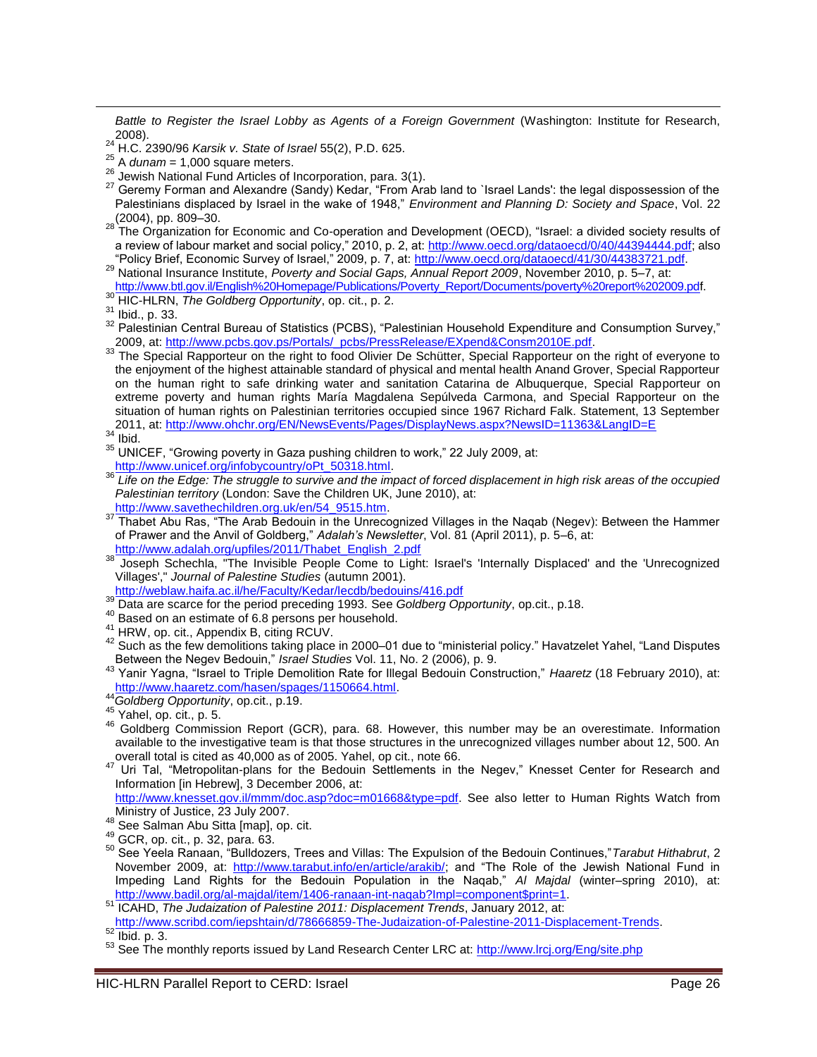*Battle to Register the Israel Lobby as Agents of a Foreign Government* (Washington: Institute for Research, 2008).

[24] H.C. 2390/96 *Karsik v. State of Israel* 55(2), P.D. 625.

[25] A *dunam* = 1,000 square meters.

[26] Jewish National Fund Articles of Incorporation, para. 3(1).

[27] Geremy Forman and Alexandre (Sandy) Kedar, "From Arab land to `Israel Lands': the legal dispossession of the Palestinians displaced by Israel in the wake of 1948," *Environment and Planning D: Society and Space*, Vol. 22 (2004), pp. 809–30.

[28] The Organization for Economic and Co-operation and Development (OECD), "Israel: a divided society results of a review of labour market and social policy," 2010, p. 2, at: http://www.oecd.org/dataoecd/0/40/44394444.pdf; also "Policy Brief, Economic Survey of Israel," 2009, p. 7, at: http://www.oecd.org/dataoecd/41/30/44383721.pdf.

[29] National Insurance Institute, *Poverty and Social Gaps, Annual Report 2009*, November 2010, p. 5–7, at: http://www.btl.gov.il/English%20Homepage/Publications/Poverty_Report/Documents/poverty%20report%202009.pdf.

[30] HIC-HLRN, *The Goldberg Opportunity*, op. cit., p. 2.

[31] Ibid., p. 33.

[32] Palestinian Central Bureau of Statistics (PCBS), "Palestinian Household Expenditure and Consumption Survey," 2009, at: http://www.pcbs.gov.ps/Portals/_pcbs/PressRelease/EXpend&Consm2010E.pdf.

[33] The Special Rapporteur on the right to food Olivier De Schütter, Special Rapporteur on the right of everyone to the enjoyment of the highest attainable standard of physical and mental health Anand Grover, Special Rapporteur on the human right to safe drinking water and sanitation Catarina de Albuquerque, Special Rapporteur on extreme poverty and human rights María Magdalena Sepúlveda Carmona, and Special Rapporteur on the situation of human rights on Palestinian territories occupied since 1967 Richard Falk. Statement, 13 September 2011, at: http://www.ohchr.org/EN/NewsEvents/Pages/DisplayNews.aspx?NewsID=11363&LangID=E

[34] Ibid.

[35] UNICEF, "Growing poverty in Gaza pushing children to work," 22 July 2009, at: http://www.unicef.org/infobycountry/oPt_50318.html.

[36] *Life on the Edge: The struggle to survive and the impact of forced displacement in high risk areas of the occupied Palestinian territory* (London: Save the Children UK, June 2010), at: http://www.savethechildren.org.uk/en/54_9515.htm.

[37] Thabet Abu Ras, "The Arab Bedouin in the Unrecognized Villages in the Naqab (Negev): Between the Hammer of Prawer and the Anvil of Goldberg," *Adalah's Newsletter*, Vol. 81 (April 2011), p. 5–6, at: http://www.adalah.org/upfiles/2011/Thabet_English_2.pdf

[38] Joseph Schechla, "The Invisible People Come to Light: Israel's 'Internally Displaced' and the 'Unrecognized Villages'," *Journal of Palestine Studies* (autumn 2001). http://weblaw.haifa.ac.il/he/Faculty/Kedar/lecdb/bedouins/416.pdf

[39] Data are scarce for the period preceding 1993. See *Goldberg Opportunity*, op.cit., p.18.

[40] Based on an estimate of 6.8 persons per household.

[41] HRW, op. cit., Appendix B, citing RCUV.

[42] Such as the few demolitions taking place in 2000–01 due to "ministerial policy." Havatzelet Yahel, "Land Disputes Between the Negev Bedouin," *Israel Studies* Vol. 11, No. 2 (2006), p. 9.

[43] Yanir Yagna, "Israel to Triple Demolition Rate for Illegal Bedouin Construction," *Haaretz* (18 February 2010), at: http://www.haaretz.com/hasen/spages/1150664.html.

[44] *Goldberg Opportunity*, op.cit., p.19.

[45] Yahel, op. cit., p. 5.

[46] Goldberg Commission Report (GCR), para. 68. However, this number may be an overestimate. Information available to the investigative team is that those structures in the unrecognized villages number about 12, 500. An overall total is cited as 40,000 as of 2005. Yahel, op cit., note 66.

[47] Uri Tal, "Metropolitan-plans for the Bedouin Settlements in the Negev," Knesset Center for Research and Information [in Hebrew], 3 December 2006, at: http://www.knesset.gov.il/mmm/doc.asp?doc=m01668&type=pdf. See also letter to Human Rights Watch from Ministry of Justice, 23 July 2007.

[48] See Salman Abu Sitta [map], op. cit.

[49] GCR, op. cit., p. 32, para. 63.

[50] See Yeela Ranaan, "Bulldozers, Trees and Villas: The Expulsion of the Bedouin Continues," *Tarabut Hithabrut*, 2 November 2009, at: http://www.tarabut.info/en/article/arakib/; and "The Role of the Jewish National Fund in Impeding Land Rights for the Bedouin Population in the Naqab," *Al Majdal* (winter–spring 2010), at: http://www.badil.org/al-majdal/item/1406-ranaan-int-naqab?Impl=component$print=1.

[51] ICAHD, *The Judaization of Palestine 2011: Displacement Trends*, January 2012, at: http://www.scribd.com/iepshtain/d/78666859-The-Judaization-of-Palestine-2011-Displacement-Trends.

[52] Ibid. p. 3.

[53] See The monthly reports issued by Land Research Center LRC at: http://www.lrcj.org/Eng/site.php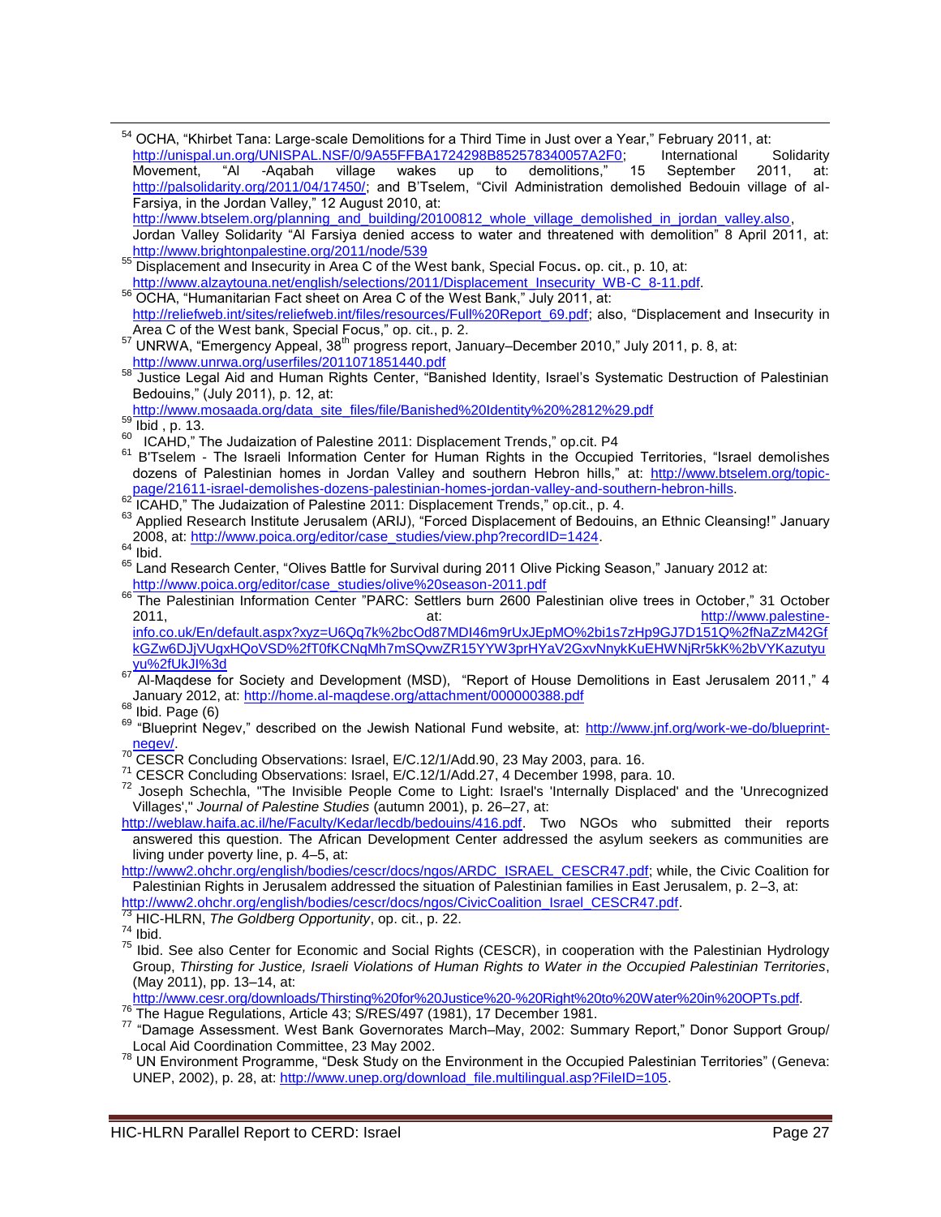[54] OCHA, "Khirbet Tana: Large-scale Demolitions for a Third Time in Just over a Year," February 2011, at: http://unispal.un.org/UNISPAL.NSF/0/9A55FFBA1724298B852578340057A2F0; International Solidarity Movement, "Al -Aqabah village wakes up to demolitions," 15 September 2011, at: http://palsolidarity.org/2011/04/17450/; and B'Tselem, "Civil Administration demolished Bedouin village of al-Farsiya, in the Jordan Valley," 12 August 2010, at: http://www.btselem.org/planning_and_building/20100812_whole_village_demolished_in_jordan_valley.also, Jordan Valley Solidarity "Al Farsiya denied access to water and threatened with demolition" 8 April 2011, at: http://www.brightonpalestine.org/2011/node/539

[55] Displacement and Insecurity in Area C of the West bank, Special Focus**.** op. cit., p. 10, at: http://www.alzaytouna.net/english/selections/2011/Displacement_Insecurity_WB-C_8-11.pdf.

[56] OCHA, "Humanitarian Fact sheet on Area C of the West Bank," July 2011, at: http://reliefweb.int/sites/reliefweb.int/files/resources/Full%20Report_69.pdf; also, "Displacement and Insecurity in Area C of the West bank, Special Focus," op. cit., p. 2.

[57] UNRWA, "Emergency Appeal, 38th progress report, January–December 2010," July 2011, p. 8, at: http://www.unrwa.org/userfiles/2011071851440.pdf

[58] Justice Legal Aid and Human Rights Center, "Banished Identity, Israel's Systematic Destruction of Palestinian Bedouins," (July 2011), p. 12, at: http://www.mosaada.org/data_site_files/file/Banished%20Identity%20%2812%29.pdf

[59] Ibid , p. 13.

[60] ICAHD," The Judaization of Palestine 2011: Displacement Trends," op.cit. P4

[61] B'Tselem - The Israeli Information Center for Human Rights in the Occupied Territories, "Israel demolishes dozens of Palestinian homes in Jordan Valley and southern Hebron hills," at: http://www.btselem.org/topic-page/21611-israel-demolishes-dozens-palestinian-homes-jordan-valley-and-southern-hebron-hills.

[62] ICAHD," The Judaization of Palestine 2011: Displacement Trends," op.cit., p. 4.

[63] Applied Research Institute Jerusalem (ARIJ), "Forced Displacement of Bedouins, an Ethnic Cleansing!" January 2008, at: http://www.poica.org/editor/case_studies/view.php?recordID=1424.

[64] Ibid.

[65] Land Research Center, "Olives Battle for Survival during 2011 Olive Picking Season," January 2012 at: http://www.poica.org/editor/case_studies/olive%20season-2011.pdf

[66] The Palestinian Information Center "PARC: Settlers burn 2600 Palestinian olive trees in October," 31 October 2011, at: http://www.palestine-info.co.uk/En/default.aspx?xyz=U6Qq7k%2bcOd87MDI46m9rUxJEpMO%2bi1s7zHp9GJ7D151Q%2fNaZzM42GfkGZw6DJjVUgxHQoVSD%2fT0fKCNqMh7mSQvwZR15YYW3prHYaV2GxvNnykKuEHWNjRr5kK%2bVYKazutyuyu%2fUkJI%3d

[67] Al-Maqdese for Society and Development (MSD), "Report of House Demolitions in East Jerusalem 2011," 4 January 2012, at: http://home.al-maqdese.org/attachment/000000388.pdf

[68] Ibid. Page (6)

[69] "Blueprint Negev," described on the Jewish National Fund website, at: http://www.jnf.org/work-we-do/blueprint-negev/.

[70] CESCR Concluding Observations: Israel, E/C.12/1/Add.90, 23 May 2003, para. 16.

[71] CESCR Concluding Observations: Israel, E/C.12/1/Add.27, 4 December 1998, para. 10.

[72] Joseph Schechla, "The Invisible People Come to Light: Israel's 'Internally Displaced' and the 'Unrecognized Villages'," *Journal of Palestine Studies* (autumn 2001), p. 26–27, at: http://weblaw.haifa.ac.il/he/Faculty/Kedar/lecdb/bedouins/416.pdf. Two NGOs who submitted their reports answered this question. The African Development Center addressed the asylum seekers as communities are living under poverty line, p. 4–5, at: http://www2.ohchr.org/english/bodies/cescr/docs/ngos/ARDC_ISRAEL_CESCR47.pdf; while, the Civic Coalition for Palestinian Rights in Jerusalem addressed the situation of Palestinian families in East Jerusalem, p. 2–3, at: http://www2.ohchr.org/english/bodies/cescr/docs/ngos/CivicCoalition_Israel_CESCR47.pdf.

[73] HIC-HLRN, *The Goldberg Opportunity*, op. cit., p. 22.

[74] Ibid.

[75] Ibid. See also Center for Economic and Social Rights (CESCR), in cooperation with the Palestinian Hydrology Group, *Thirsting for Justice, Israeli Violations of Human Rights to Water in the Occupied Palestinian Territories*, (May 2011), pp. 13–14, at: http://www.cesr.org/downloads/Thirsting%20for%20Justice%20-%20Right%20to%20Water%20in%20OPTs.pdf.

[76] The Hague Regulations, Article 43; S/RES/497 (1981), 17 December 1981.

[77] "Damage Assessment. West Bank Governorates March–May, 2002: Summary Report," Donor Support Group/ Local Aid Coordination Committee, 23 May 2002.

[78] UN Environment Programme, "Desk Study on the Environment in the Occupied Palestinian Territories" (Geneva: UNEP, 2002), p. 28, at: http://www.unep.org/download_file.multilingual.asp?FileID=105.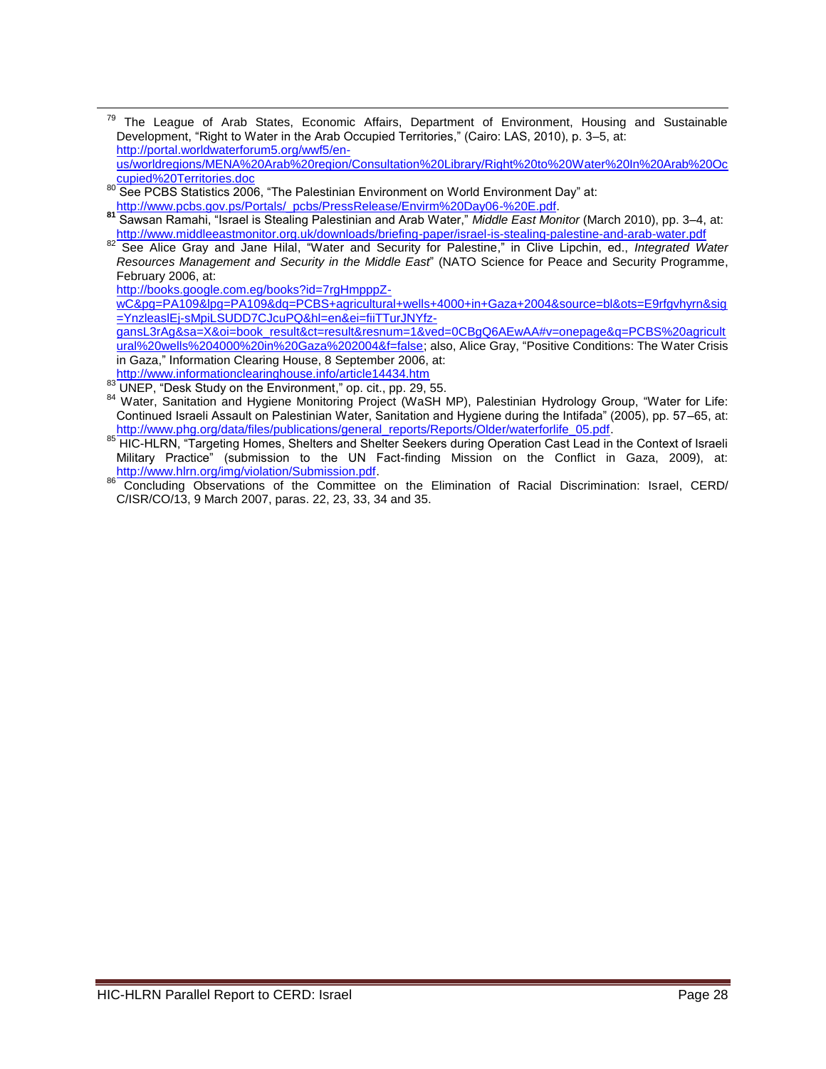[79] The League of Arab States, Economic Affairs, Department of Environment, Housing and Sustainable Development, "Right to Water in the Arab Occupied Territories," (Cairo: LAS, 2010), p. 3–5, at: http://portal.worldwaterforum5.org/wwf5/en-us/worldregions/MENA%20Arab%20region/Consultation%20Library/Right%20to%20Water%20In%20Arab%20Occupied%20Territories.doc

[80] See PCBS Statistics 2006, "The Palestinian Environment on World Environment Day" at: http://www.pcbs.gov.ps/Portals/_pcbs/PressRelease/Envirm%20Day06-%20E.pdf.

[81] Sawsan Ramahi, "Israel is Stealing Palestinian and Arab Water," *Middle East Monitor* (March 2010), pp. 3–4, at: http://www.middleeastmonitor.org.uk/downloads/briefing-paper/israel-is-stealing-palestine-and-arab-water.pdf

[82] See Alice Gray and Jane Hilal, "Water and Security for Palestine," in Clive Lipchin, ed., *Integrated Water Resources Management and Security in the Middle East*" (NATO Science for Peace and Security Programme, February 2006, at: http://books.google.com.eg/books?id=7rgHmpppZ-wC&pg=PA109&lpg=PA109&dq=PCBS+agricultural+wells+4000+in+Gaza+2004&source=bl&ots=E9rfgvhyrn&sig=YnzleaslEj-sMpiLSUDD7CJcuPQ&hl=en&ei=fiiTTurJNYfz-gansL3rAg&sa=X&oi=book_result&ct=result&resnum=1&ved=0CBgQ6AEwAA#v=onepage&q=PCBS%20agricultural%20wells%204000%20in%20Gaza%202004&f=false; also, Alice Gray, "Positive Conditions: The Water Crisis in Gaza," Information Clearing House, 8 September 2006, at: http://www.informationclearinghouse.info/article14434.htm

[83] UNEP, "Desk Study on the Environment," op. cit., pp. 29, 55.

[84] Water, Sanitation and Hygiene Monitoring Project (WaSH MP), Palestinian Hydrology Group, "Water for Life: Continued Israeli Assault on Palestinian Water, Sanitation and Hygiene during the Intifada" (2005), pp. 57–65, at: http://www.phg.org/data/files/publications/general_reports/Reports/Older/waterforlife_05.pdf.

[85] HIC-HLRN, "Targeting Homes, Shelters and Shelter Seekers during Operation Cast Lead in the Context of Israeli Military Practice" (submission to the UN Fact-finding Mission on the Conflict in Gaza, 2009), at: http://www.hlrn.org/img/violation/Submission.pdf.

[86] Concluding Observations of the Committee on the Elimination of Racial Discrimination: Israel, CERD/C/ISR/CO/13, 9 March 2007, paras. 22, 23, 33, 34 and 35.